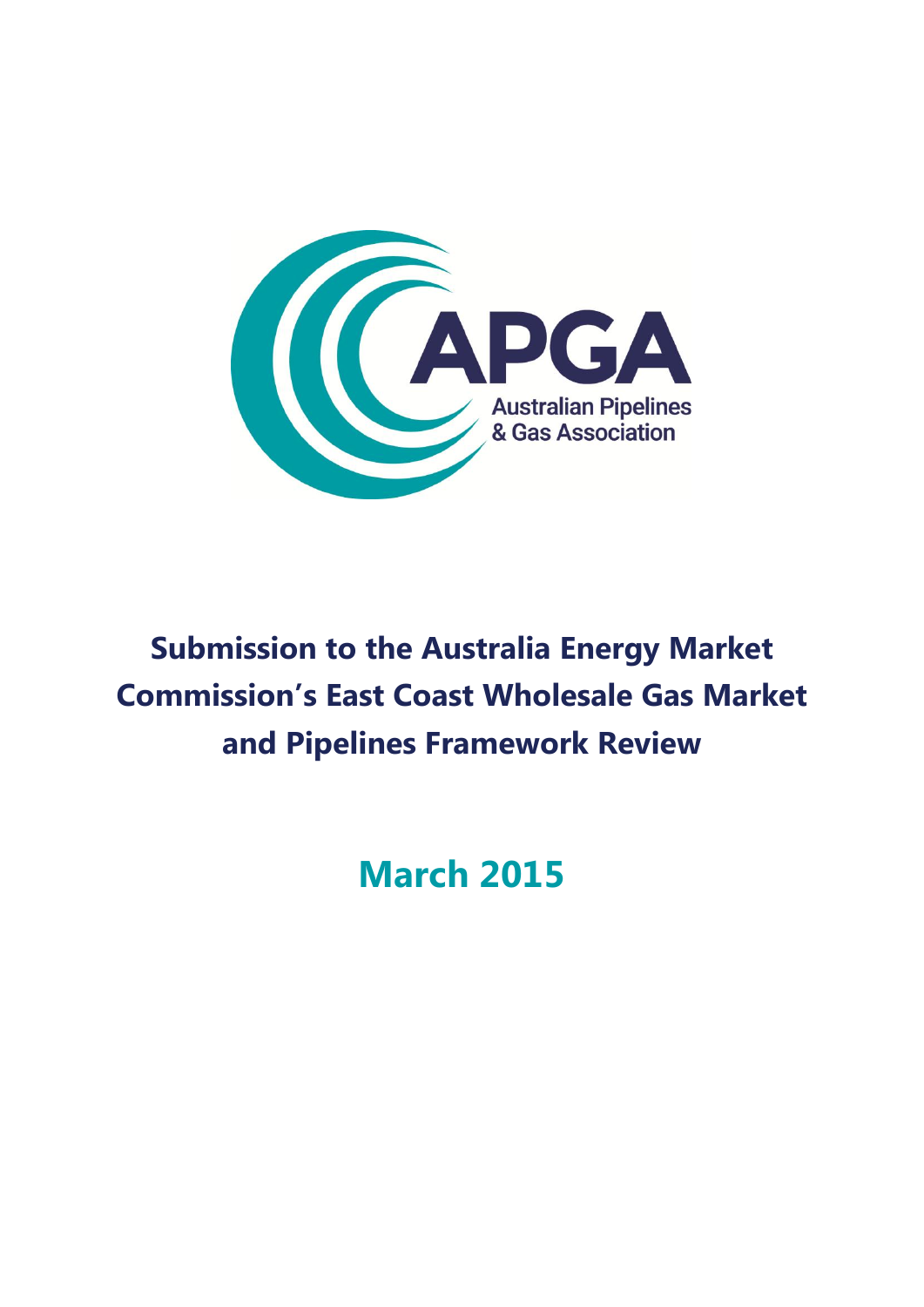APGA

Australian Pipelines & Gas Association

# Submission to the Australia Energy Market Commission's East Coast Wholesale Gas Market and Pipelines Framework Review

## March 2015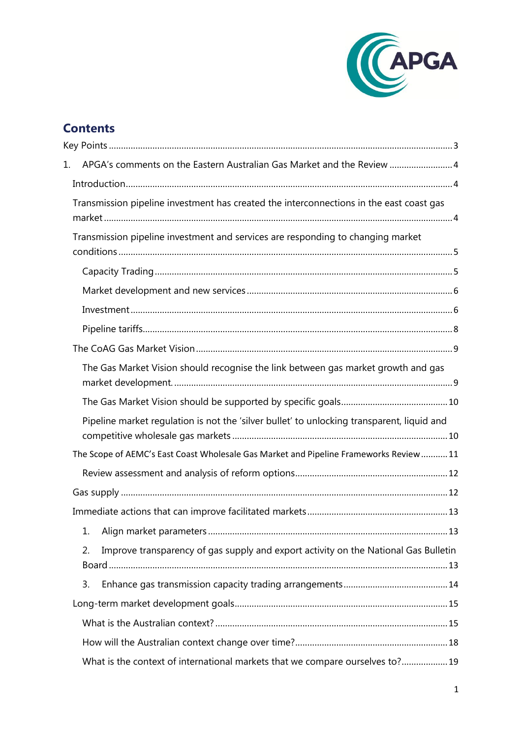## Contents

Key Points ........................................................................................................................................... 3

1. APGA's comments on the Eastern Australian Gas Market and the Review .......................... 4

  Introduction...................................................................................................................................... 4

  Transmission pipeline investment has created the interconnections in the east coast gas market ........................................................................................................................................... 4

  Transmission pipeline investment and services are responding to changing market conditions ....................................................................................................................................... 5

    Capacity Trading ......................................................................................................................... 5

    Market development and new services ................................................................................... 6

    Investment .................................................................................................................................. 6

    Pipeline tariffs.............................................................................................................................. 8

  The CoAG Gas Market Vision ......................................................................................................... 9

    The Gas Market Vision should recognise the link between gas market growth and gas market development. ................................................................................................................. 9

    The Gas Market Vision should be supported by specific goals ............................................ 10

    Pipeline market regulation is not the 'silver bullet' to unlocking transparent, liquid and competitive wholesale gas markets ........................................................................................ 10

  The Scope of AEMC's East Coast Wholesale Gas Market and Pipeline Frameworks Review ........... 11

    Review assessment and analysis of reform options .............................................................. 12

  Gas supply ...................................................................................................................................... 12

  Immediate actions that can improve facilitated markets ......................................................... 13

    1. Align market parameters ................................................................................................. 13

    2. Improve transparency of gas supply and export activity on the National Gas Bulletin Board .......................................................................................................................................... 13

    3. Enhance gas transmission capacity trading arrangements ........................................... 14

  Long-term market development goals....................................................................................... 15

    What is the Australian context? ............................................................................................... 15

    How will the Australian context change over time?.............................................................. 18

    What is the context of international markets that we compare ourselves to?................... 19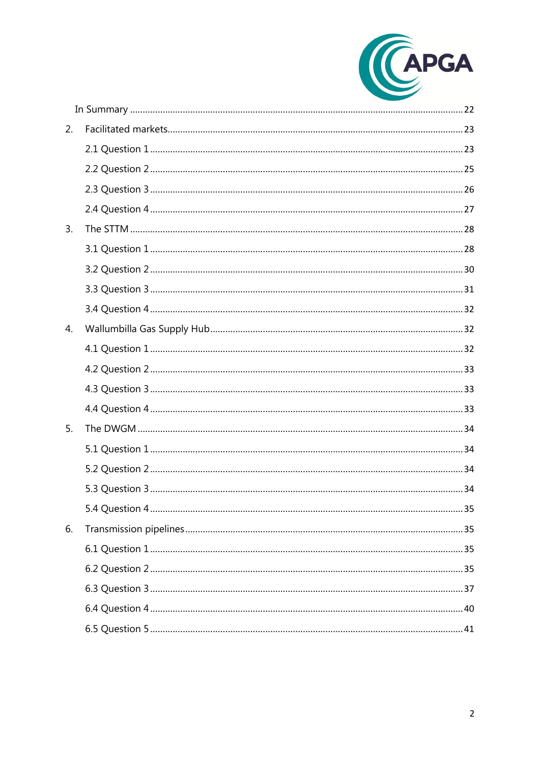In Summary ........ 22

2. Facilitated markets ........ 23
   - 2.1 Question 1 ........ 23
   - 2.2 Question 2 ........ 25
   - 2.3 Question 3 ........ 26
   - 2.4 Question 4 ........ 27

3. The STTM ........ 28
   - 3.1 Question 1 ........ 28
   - 3.2 Question 2 ........ 30
   - 3.3 Question 3 ........ 31
   - 3.4 Question 4 ........ 32

4. Wallumbilla Gas Supply Hub ........ 32
   - 4.1 Question 1 ........ 32
   - 4.2 Question 2 ........ 33
   - 4.3 Question 3 ........ 33
   - 4.4 Question 4 ........ 33

5. The DWGM ........ 34
   - 5.1 Question 1 ........ 34
   - 5.2 Question 2 ........ 34
   - 5.3 Question 3 ........ 34
   - 5.4 Question 4 ........ 35

6. Transmission pipelines ........ 35
   - 6.1 Question 1 ........ 35
   - 6.2 Question 2 ........ 35
   - 6.3 Question 3 ........ 37
   - 6.4 Question 4 ........ 40
   - 6.5 Question 5 ........ 41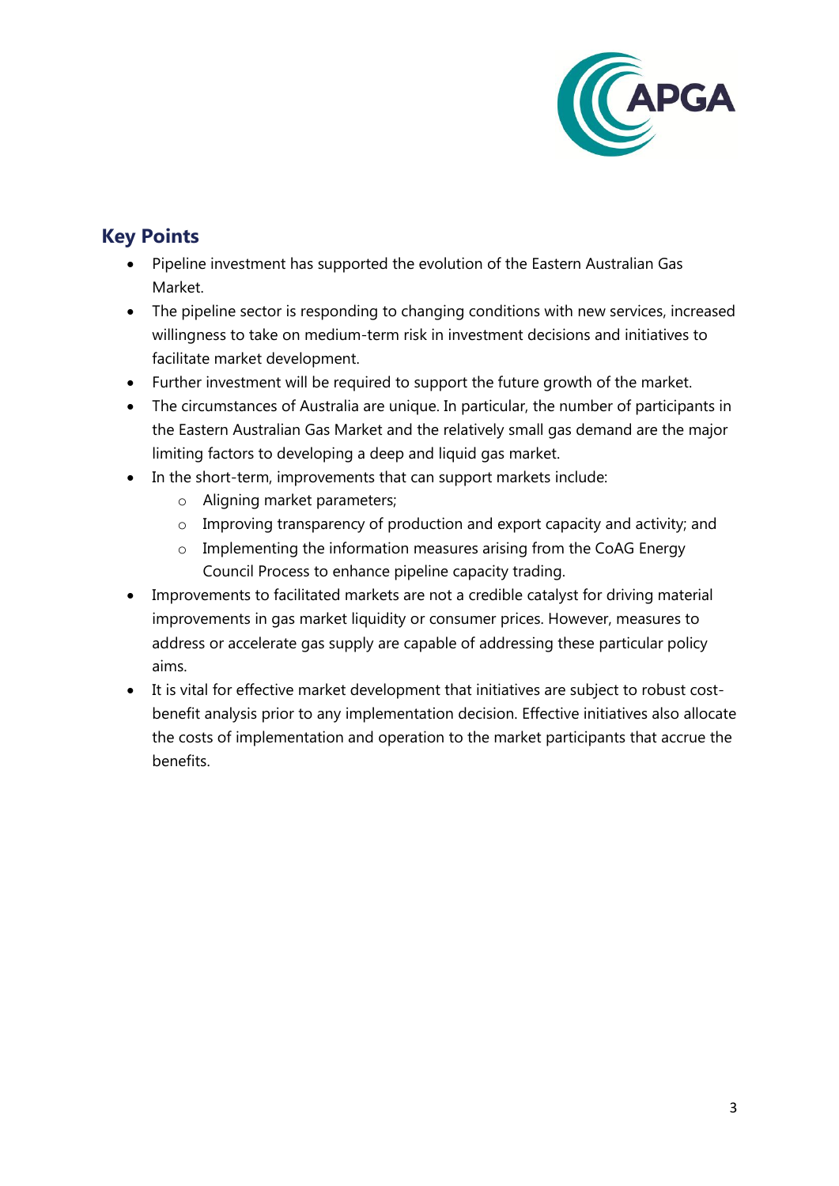## Key Points

- Pipeline investment has supported the evolution of the Eastern Australian Gas Market.
- The pipeline sector is responding to changing conditions with new services, increased willingness to take on medium-term risk in investment decisions and initiatives to facilitate market development.
- Further investment will be required to support the future growth of the market.
- The circumstances of Australia are unique. In particular, the number of participants in the Eastern Australian Gas Market and the relatively small gas demand are the major limiting factors to developing a deep and liquid gas market.
- In the short-term, improvements that can support markets include:
  - Aligning market parameters;
  - Improving transparency of production and export capacity and activity; and
  - Implementing the information measures arising from the CoAG Energy Council Process to enhance pipeline capacity trading.
- Improvements to facilitated markets are not a credible catalyst for driving material improvements in gas market liquidity or consumer prices. However, measures to address or accelerate gas supply are capable of addressing these particular policy aims.
- It is vital for effective market development that initiatives are subject to robust cost-benefit analysis prior to any implementation decision. Effective initiatives also allocate the costs of implementation and operation to the market participants that accrue the benefits.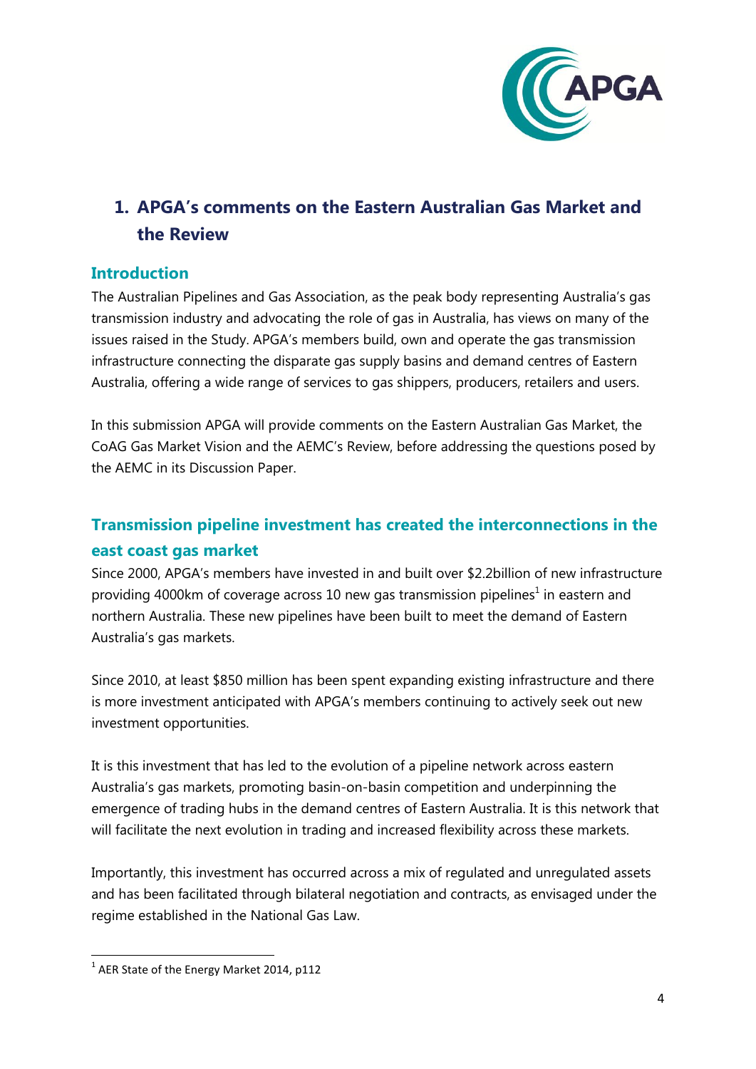# 1. APGA's comments on the Eastern Australian Gas Market and the Review

## Introduction

The Australian Pipelines and Gas Association, as the peak body representing Australia's gas transmission industry and advocating the role of gas in Australia, has views on many of the issues raised in the Study. APGA's members build, own and operate the gas transmission infrastructure connecting the disparate gas supply basins and demand centres of Eastern Australia, offering a wide range of services to gas shippers, producers, retailers and users.

In this submission APGA will provide comments on the Eastern Australian Gas Market, the CoAG Gas Market Vision and the AEMC's Review, before addressing the questions posed by the AEMC in its Discussion Paper.

## Transmission pipeline investment has created the interconnections in the east coast gas market

Since 2000, APGA's members have invested in and built over $2.2billion of new infrastructure providing 4000km of coverage across 10 new gas transmission pipelines[1] in eastern and northern Australia. These new pipelines have been built to meet the demand of Eastern Australia's gas markets.

Since 2010, at least $850 million has been spent expanding existing infrastructure and there is more investment anticipated with APGA's members continuing to actively seek out new investment opportunities.

It is this investment that has led to the evolution of a pipeline network across eastern Australia's gas markets, promoting basin-on-basin competition and underpinning the emergence of trading hubs in the demand centres of Eastern Australia. It is this network that will facilitate the next evolution in trading and increased flexibility across these markets.

Importantly, this investment has occurred across a mix of regulated and unregulated assets and has been facilitated through bilateral negotiation and contracts, as envisaged under the regime established in the National Gas Law.

[1] AER State of the Energy Market 2014, p112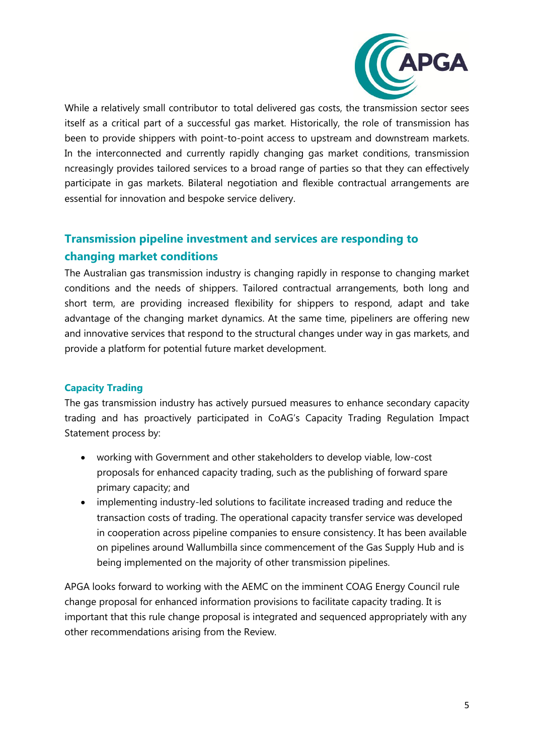While a relatively small contributor to total delivered gas costs, the transmission sector sees itself as a critical part of a successful gas market. Historically, the role of transmission has been to provide shippers with point-to-point access to upstream and downstream markets. In the interconnected and currently rapidly changing gas market conditions, transmission ncreasingly provides tailored services to a broad range of parties so that they can effectively participate in gas markets. Bilateral negotiation and flexible contractual arrangements are essential for innovation and bespoke service delivery.

## Transmission pipeline investment and services are responding to changing market conditions

The Australian gas transmission industry is changing rapidly in response to changing market conditions and the needs of shippers. Tailored contractual arrangements, both long and short term, are providing increased flexibility for shippers to respond, adapt and take advantage of the changing market dynamics. At the same time, pipeliners are offering new and innovative services that respond to the structural changes under way in gas markets, and provide a platform for potential future market development.

### Capacity Trading

The gas transmission industry has actively pursued measures to enhance secondary capacity trading and has proactively participated in CoAG's Capacity Trading Regulation Impact Statement process by:

- working with Government and other stakeholders to develop viable, low-cost proposals for enhanced capacity trading, such as the publishing of forward spare primary capacity; and
- implementing industry-led solutions to facilitate increased trading and reduce the transaction costs of trading. The operational capacity transfer service was developed in cooperation across pipeline companies to ensure consistency. It has been available on pipelines around Wallumbilla since commencement of the Gas Supply Hub and is being implemented on the majority of other transmission pipelines.

APGA looks forward to working with the AEMC on the imminent COAG Energy Council rule change proposal for enhanced information provisions to facilitate capacity trading. It is important that this rule change proposal is integrated and sequenced appropriately with any other recommendations arising from the Review.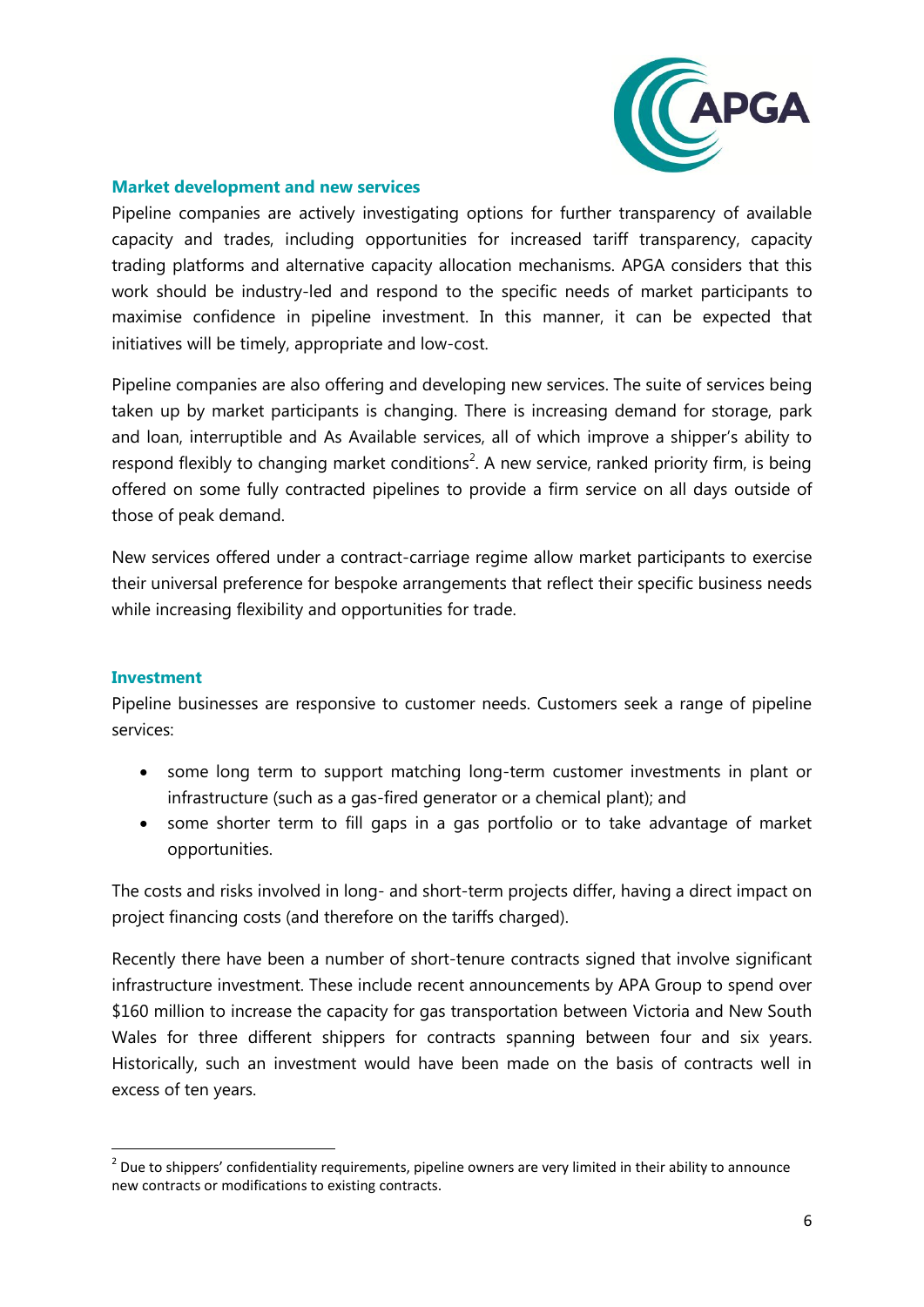### Market development and new services

Pipeline companies are actively investigating options for further transparency of available capacity and trades, including opportunities for increased tariff transparency, capacity trading platforms and alternative capacity allocation mechanisms. APGA considers that this work should be industry-led and respond to the specific needs of market participants to maximise confidence in pipeline investment. In this manner, it can be expected that initiatives will be timely, appropriate and low-cost.

Pipeline companies are also offering and developing new services. The suite of services being taken up by market participants is changing. There is increasing demand for storage, park and loan, interruptible and As Available services, all of which improve a shipper's ability to respond flexibly to changing market conditions[2]. A new service, ranked priority firm, is being offered on some fully contracted pipelines to provide a firm service on all days outside of those of peak demand.

New services offered under a contract-carriage regime allow market participants to exercise their universal preference for bespoke arrangements that reflect their specific business needs while increasing flexibility and opportunities for trade.

### Investment

Pipeline businesses are responsive to customer needs. Customers seek a range of pipeline services:

- some long term to support matching long-term customer investments in plant or infrastructure (such as a gas-fired generator or a chemical plant); and
- some shorter term to fill gaps in a gas portfolio or to take advantage of market opportunities.

The costs and risks involved in long- and short-term projects differ, having a direct impact on project financing costs (and therefore on the tariffs charged).

Recently there have been a number of short-tenure contracts signed that involve significant infrastructure investment. These include recent announcements by APA Group to spend over $160 million to increase the capacity for gas transportation between Victoria and New South Wales for three different shippers for contracts spanning between four and six years. Historically, such an investment would have been made on the basis of contracts well in excess of ten years.

[2] Due to shippers' confidentiality requirements, pipeline owners are very limited in their ability to announce new contracts or modifications to existing contracts.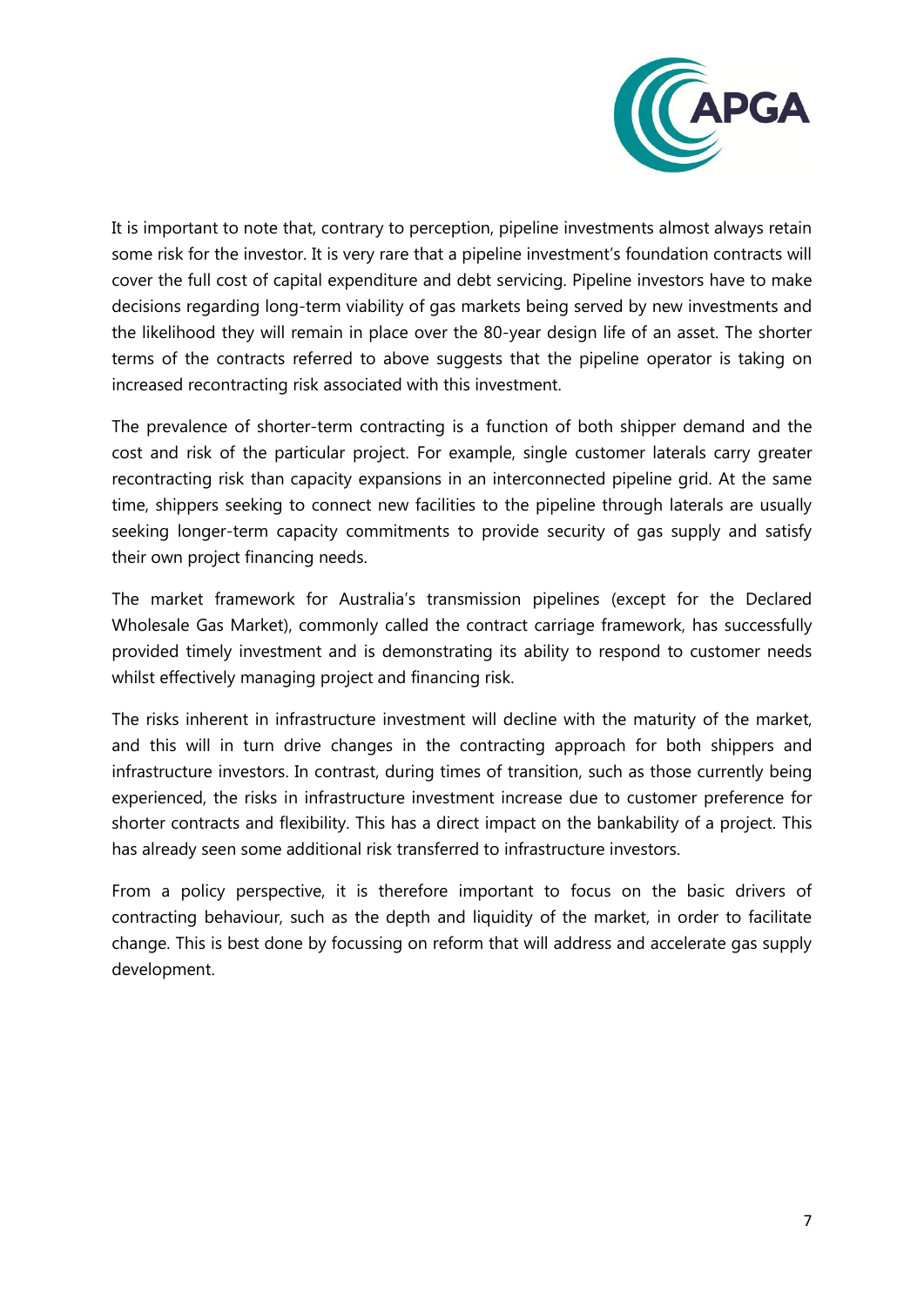It is important to note that, contrary to perception, pipeline investments almost always retain some risk for the investor. It is very rare that a pipeline investment's foundation contracts will cover the full cost of capital expenditure and debt servicing. Pipeline investors have to make decisions regarding long-term viability of gas markets being served by new investments and the likelihood they will remain in place over the 80-year design life of an asset. The shorter terms of the contracts referred to above suggests that the pipeline operator is taking on increased recontracting risk associated with this investment.

The prevalence of shorter-term contracting is a function of both shipper demand and the cost and risk of the particular project. For example, single customer laterals carry greater recontracting risk than capacity expansions in an interconnected pipeline grid. At the same time, shippers seeking to connect new facilities to the pipeline through laterals are usually seeking longer-term capacity commitments to provide security of gas supply and satisfy their own project financing needs.

The market framework for Australia's transmission pipelines (except for the Declared Wholesale Gas Market), commonly called the contract carriage framework, has successfully provided timely investment and is demonstrating its ability to respond to customer needs whilst effectively managing project and financing risk.

The risks inherent in infrastructure investment will decline with the maturity of the market, and this will in turn drive changes in the contracting approach for both shippers and infrastructure investors. In contrast, during times of transition, such as those currently being experienced, the risks in infrastructure investment increase due to customer preference for shorter contracts and flexibility. This has a direct impact on the bankability of a project. This has already seen some additional risk transferred to infrastructure investors.

From a policy perspective, it is therefore important to focus on the basic drivers of contracting behaviour, such as the depth and liquidity of the market, in order to facilitate change. This is best done by focussing on reform that will address and accelerate gas supply development.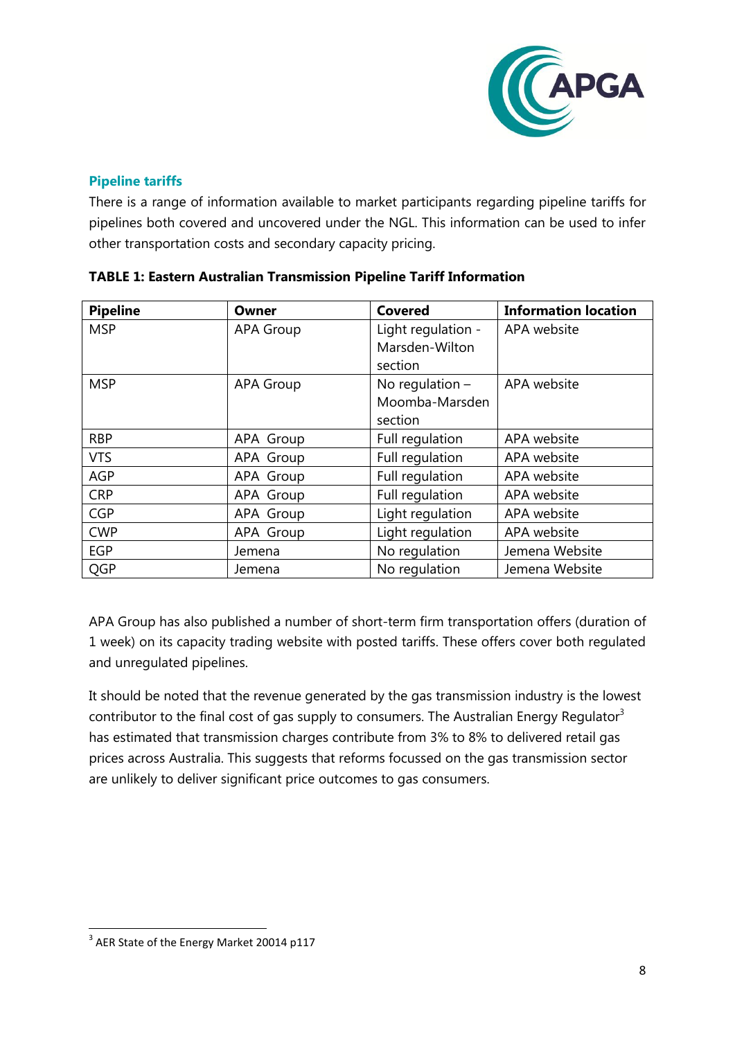## Pipeline tariffs

There is a range of information available to market participants regarding pipeline tariffs for pipelines both covered and uncovered under the NGL. This information can be used to infer other transportation costs and secondary capacity pricing.

**TABLE 1: Eastern Australian Transmission Pipeline Tariff Information**

| Pipeline | Owner | Covered | Information location |
|---|---|---|---|
| MSP | APA Group | Light regulation - Marsden-Wilton section | APA website |
| MSP | APA Group | No regulation – Moomba-Marsden section | APA website |
| RBP | APA Group | Full regulation | APA website |
| VTS | APA Group | Full regulation | APA website |
| AGP | APA Group | Full regulation | APA website |
| CRP | APA Group | Full regulation | APA website |
| CGP | APA Group | Light regulation | APA website |
| CWP | APA Group | Light regulation | APA website |
| EGP | Jemena | No regulation | Jemena Website |
| QGP | Jemena | No regulation | Jemena Website |

APA Group has also published a number of short-term firm transportation offers (duration of 1 week) on its capacity trading website with posted tariffs. These offers cover both regulated and unregulated pipelines.

It should be noted that the revenue generated by the gas transmission industry is the lowest contributor to the final cost of gas supply to consumers. The Australian Energy Regulator[3] has estimated that transmission charges contribute from 3% to 8% to delivered retail gas prices across Australia. This suggests that reforms focussed on the gas transmission sector are unlikely to deliver significant price outcomes to gas consumers.

[3] AER State of the Energy Market 20014 p117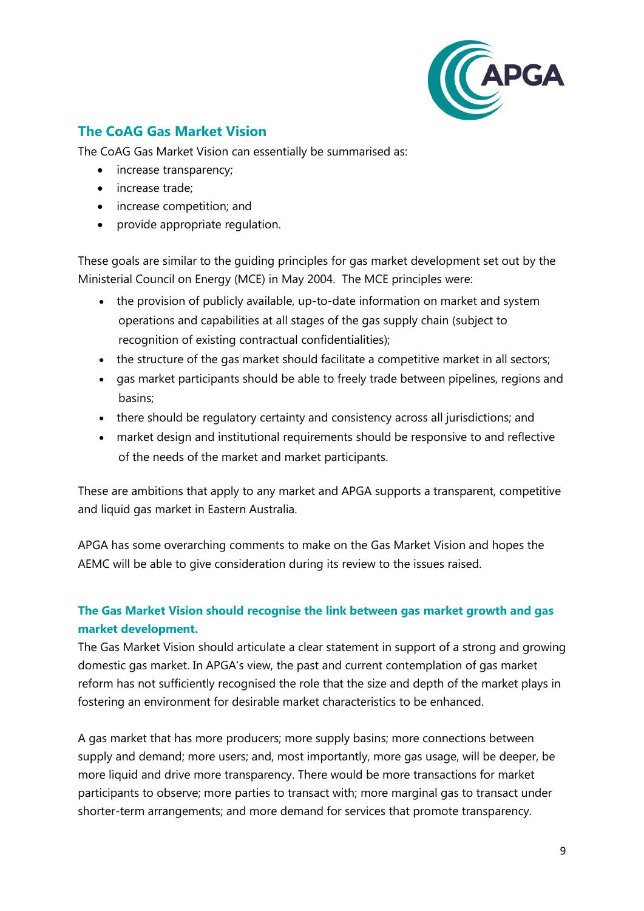## The CoAG Gas Market Vision

The CoAG Gas Market Vision can essentially be summarised as:

- increase transparency;
- increase trade;
- increase competition; and
- provide appropriate regulation.

These goals are similar to the guiding principles for gas market development set out by the Ministerial Council on Energy (MCE) in May 2004. The MCE principles were:

- the provision of publicly available, up-to-date information on market and system operations and capabilities at all stages of the gas supply chain (subject to recognition of existing contractual confidentialities);
- the structure of the gas market should facilitate a competitive market in all sectors;
- gas market participants should be able to freely trade between pipelines, regions and basins;
- there should be regulatory certainty and consistency across all jurisdictions; and
- market design and institutional requirements should be responsive to and reflective of the needs of the market and market participants.

These are ambitions that apply to any market and APGA supports a transparent, competitive and liquid gas market in Eastern Australia.

APGA has some overarching comments to make on the Gas Market Vision and hopes the AEMC will be able to give consideration during its review to the issues raised.

### The Gas Market Vision should recognise the link between gas market growth and gas market development.

The Gas Market Vision should articulate a clear statement in support of a strong and growing domestic gas market. In APGA's view, the past and current contemplation of gas market reform has not sufficiently recognised the role that the size and depth of the market plays in fostering an environment for desirable market characteristics to be enhanced.

A gas market that has more producers; more supply basins; more connections between supply and demand; more users; and, most importantly, more gas usage, will be deeper, be more liquid and drive more transparency. There would be more transactions for market participants to observe; more parties to transact with; more marginal gas to transact under shorter-term arrangements; and more demand for services that promote transparency.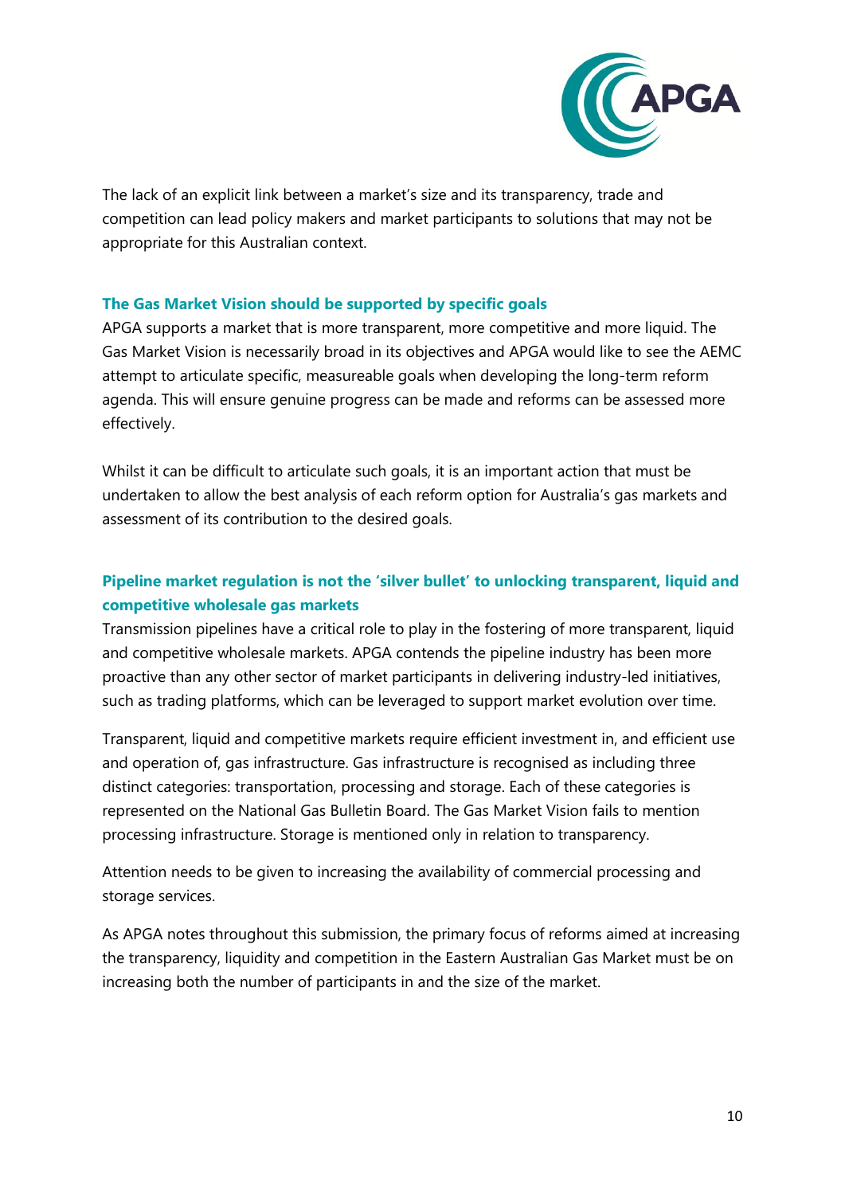The lack of an explicit link between a market's size and its transparency, trade and competition can lead policy makers and market participants to solutions that may not be appropriate for this Australian context.

### The Gas Market Vision should be supported by specific goals

APGA supports a market that is more transparent, more competitive and more liquid. The Gas Market Vision is necessarily broad in its objectives and APGA would like to see the AEMC attempt to articulate specific, measureable goals when developing the long-term reform agenda. This will ensure genuine progress can be made and reforms can be assessed more effectively.

Whilst it can be difficult to articulate such goals, it is an important action that must be undertaken to allow the best analysis of each reform option for Australia's gas markets and assessment of its contribution to the desired goals.

### Pipeline market regulation is not the 'silver bullet' to unlocking transparent, liquid and competitive wholesale gas markets

Transmission pipelines have a critical role to play in the fostering of more transparent, liquid and competitive wholesale markets. APGA contends the pipeline industry has been more proactive than any other sector of market participants in delivering industry-led initiatives, such as trading platforms, which can be leveraged to support market evolution over time.

Transparent, liquid and competitive markets require efficient investment in, and efficient use and operation of, gas infrastructure. Gas infrastructure is recognised as including three distinct categories: transportation, processing and storage. Each of these categories is represented on the National Gas Bulletin Board. The Gas Market Vision fails to mention processing infrastructure. Storage is mentioned only in relation to transparency.

Attention needs to be given to increasing the availability of commercial processing and storage services.

As APGA notes throughout this submission, the primary focus of reforms aimed at increasing the transparency, liquidity and competition in the Eastern Australian Gas Market must be on increasing both the number of participants in and the size of the market.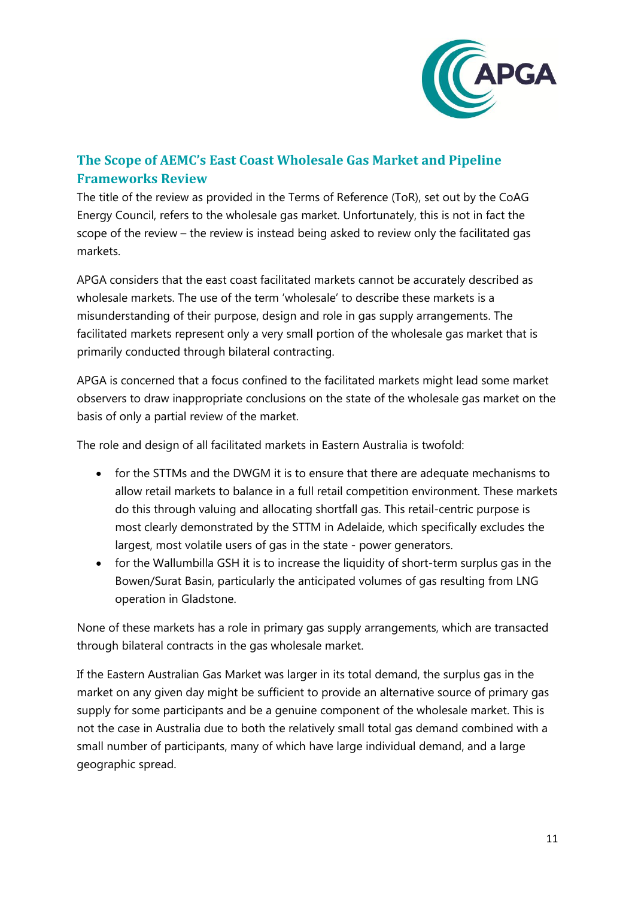## The Scope of AEMC's East Coast Wholesale Gas Market and Pipeline Frameworks Review

The title of the review as provided in the Terms of Reference (ToR), set out by the CoAG Energy Council, refers to the wholesale gas market. Unfortunately, this is not in fact the scope of the review – the review is instead being asked to review only the facilitated gas markets.

APGA considers that the east coast facilitated markets cannot be accurately described as wholesale markets. The use of the term 'wholesale' to describe these markets is a misunderstanding of their purpose, design and role in gas supply arrangements. The facilitated markets represent only a very small portion of the wholesale gas market that is primarily conducted through bilateral contracting.

APGA is concerned that a focus confined to the facilitated markets might lead some market observers to draw inappropriate conclusions on the state of the wholesale gas market on the basis of only a partial review of the market.

The role and design of all facilitated markets in Eastern Australia is twofold:

- for the STTMs and the DWGM it is to ensure that there are adequate mechanisms to allow retail markets to balance in a full retail competition environment. These markets do this through valuing and allocating shortfall gas. This retail-centric purpose is most clearly demonstrated by the STTM in Adelaide, which specifically excludes the largest, most volatile users of gas in the state - power generators.
- for the Wallumbilla GSH it is to increase the liquidity of short-term surplus gas in the Bowen/Surat Basin, particularly the anticipated volumes of gas resulting from LNG operation in Gladstone.

None of these markets has a role in primary gas supply arrangements, which are transacted through bilateral contracts in the gas wholesale market.

If the Eastern Australian Gas Market was larger in its total demand, the surplus gas in the market on any given day might be sufficient to provide an alternative source of primary gas supply for some participants and be a genuine component of the wholesale market. This is not the case in Australia due to both the relatively small total gas demand combined with a small number of participants, many of which have large individual demand, and a large geographic spread.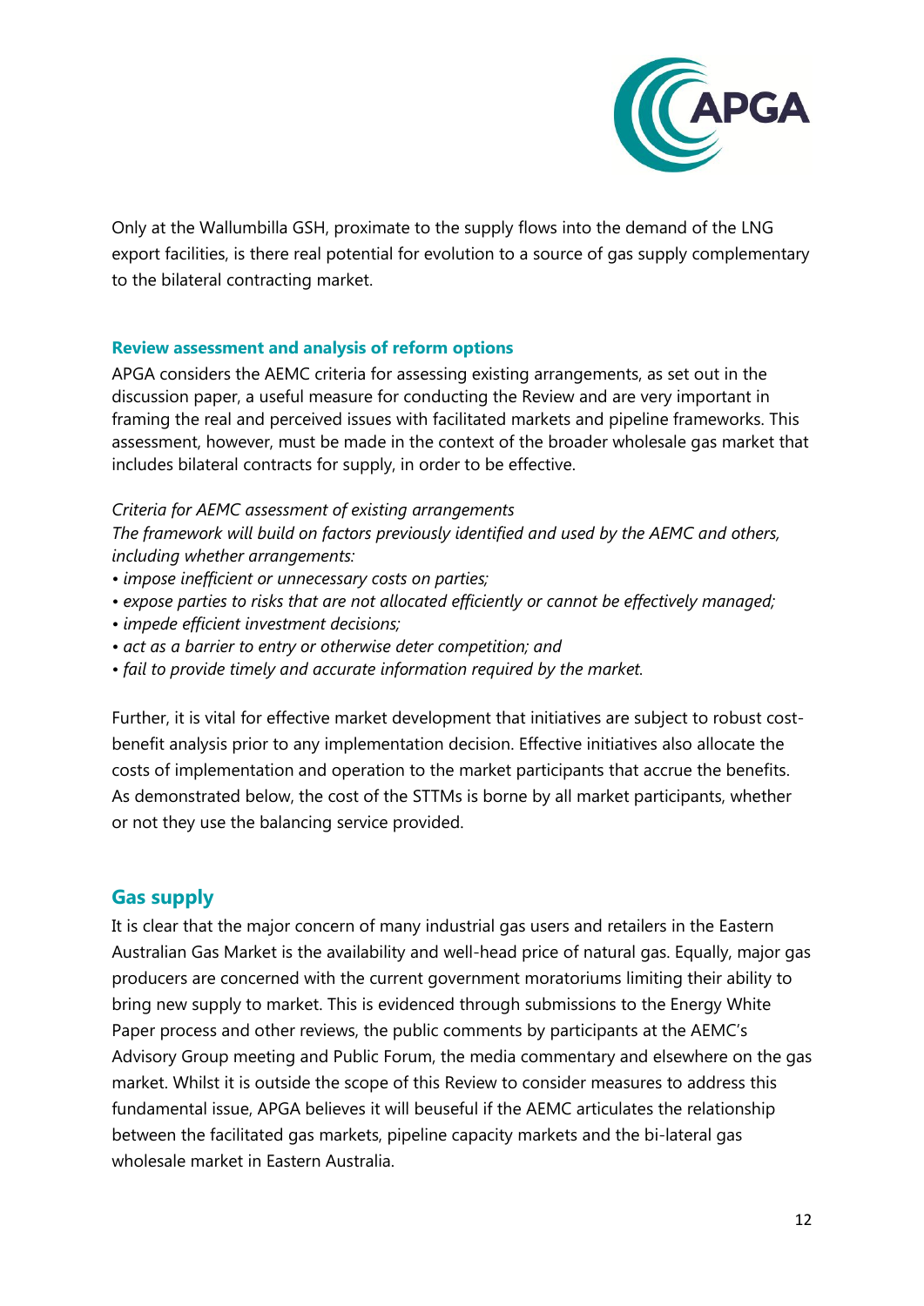Only at the Wallumbilla GSH, proximate to the supply flows into the demand of the LNG export facilities, is there real potential for evolution to a source of gas supply complementary to the bilateral contracting market.

### Review assessment and analysis of reform options

APGA considers the AEMC criteria for assessing existing arrangements, as set out in the discussion paper, a useful measure for conducting the Review and are very important in framing the real and perceived issues with facilitated markets and pipeline frameworks. This assessment, however, must be made in the context of the broader wholesale gas market that includes bilateral contracts for supply, in order to be effective.

*Criteria for AEMC assessment of existing arrangements*
*The framework will build on factors previously identified and used by the AEMC and others, including whether arrangements:*

- *impose inefficient or unnecessary costs on parties;*
- *expose parties to risks that are not allocated efficiently or cannot be effectively managed;*
- *impede efficient investment decisions;*
- *act as a barrier to entry or otherwise deter competition; and*
- *fail to provide timely and accurate information required by the market.*

Further, it is vital for effective market development that initiatives are subject to robust cost-benefit analysis prior to any implementation decision. Effective initiatives also allocate the costs of implementation and operation to the market participants that accrue the benefits. As demonstrated below, the cost of the STTMs is borne by all market participants, whether or not they use the balancing service provided.

## Gas supply

It is clear that the major concern of many industrial gas users and retailers in the Eastern Australian Gas Market is the availability and well-head price of natural gas. Equally, major gas producers are concerned with the current government moratoriums limiting their ability to bring new supply to market. This is evidenced through submissions to the Energy White Paper process and other reviews, the public comments by participants at the AEMC's Advisory Group meeting and Public Forum, the media commentary and elsewhere on the gas market. Whilst it is outside the scope of this Review to consider measures to address this fundamental issue, APGA believes it will beuseful if the AEMC articulates the relationship between the facilitated gas markets, pipeline capacity markets and the bi-lateral gas wholesale market in Eastern Australia.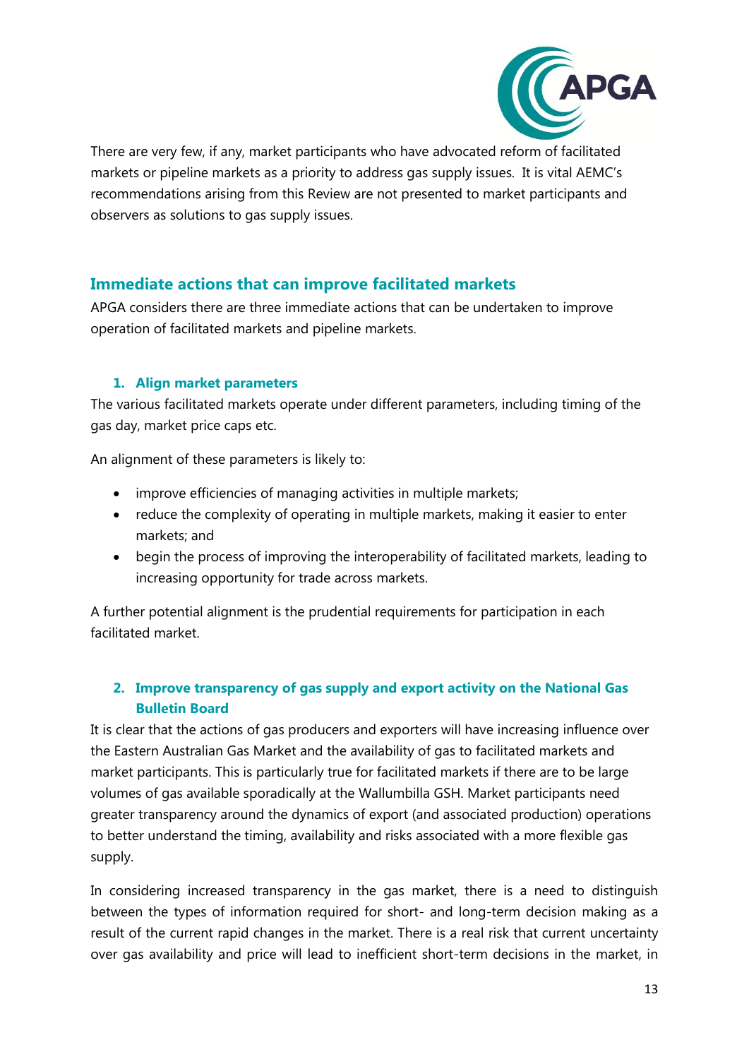There are very few, if any, market participants who have advocated reform of facilitated markets or pipeline markets as a priority to address gas supply issues. It is vital AEMC's recommendations arising from this Review are not presented to market participants and observers as solutions to gas supply issues.

## Immediate actions that can improve facilitated markets

APGA considers there are three immediate actions that can be undertaken to improve operation of facilitated markets and pipeline markets.

### 1. Align market parameters

The various facilitated markets operate under different parameters, including timing of the gas day, market price caps etc.

An alignment of these parameters is likely to:

- improve efficiencies of managing activities in multiple markets;
- reduce the complexity of operating in multiple markets, making it easier to enter markets; and
- begin the process of improving the interoperability of facilitated markets, leading to increasing opportunity for trade across markets.

A further potential alignment is the prudential requirements for participation in each facilitated market.

### 2. Improve transparency of gas supply and export activity on the National Gas Bulletin Board

It is clear that the actions of gas producers and exporters will have increasing influence over the Eastern Australian Gas Market and the availability of gas to facilitated markets and market participants. This is particularly true for facilitated markets if there are to be large volumes of gas available sporadically at the Wallumbilla GSH. Market participants need greater transparency around the dynamics of export (and associated production) operations to better understand the timing, availability and risks associated with a more flexible gas supply.

In considering increased transparency in the gas market, there is a need to distinguish between the types of information required for short- and long-term decision making as a result of the current rapid changes in the market. There is a real risk that current uncertainty over gas availability and price will lead to inefficient short-term decisions in the market, in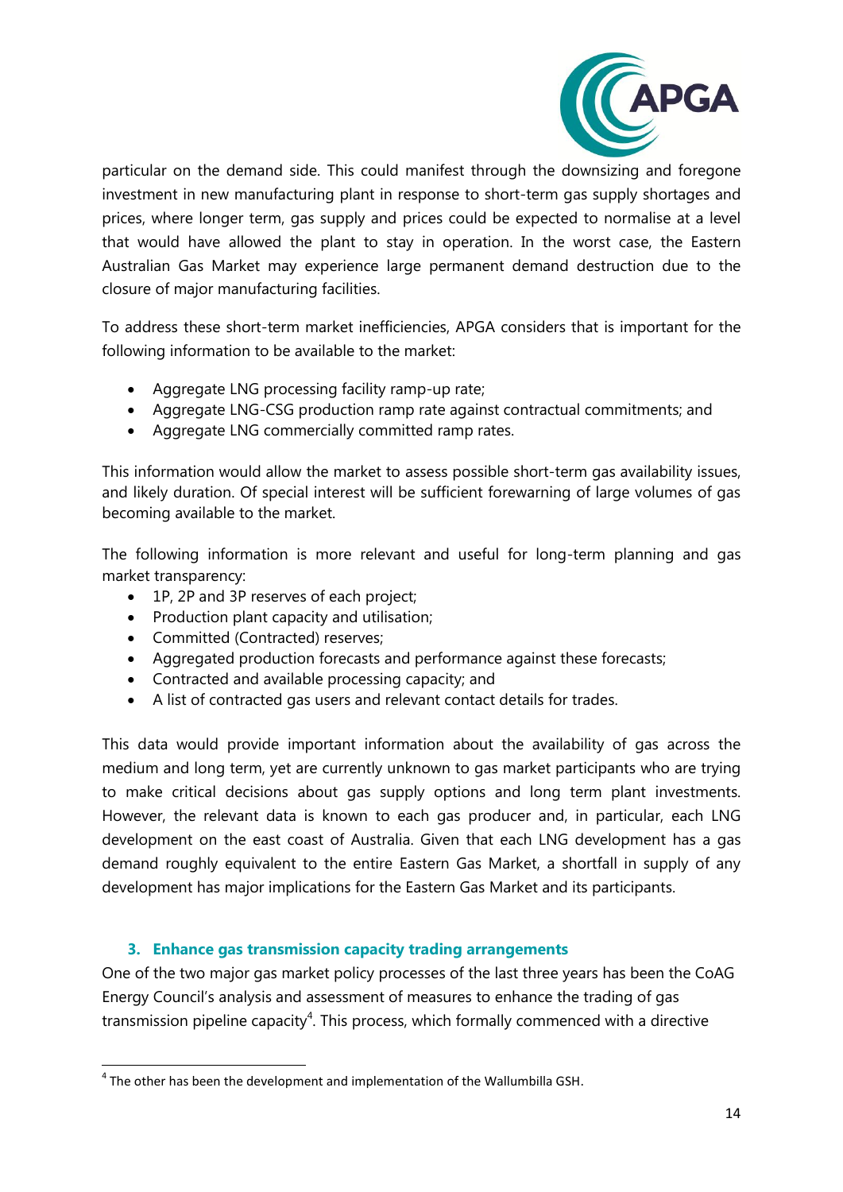particular on the demand side. This could manifest through the downsizing and foregone investment in new manufacturing plant in response to short-term gas supply shortages and prices, where longer term, gas supply and prices could be expected to normalise at a level that would have allowed the plant to stay in operation. In the worst case, the Eastern Australian Gas Market may experience large permanent demand destruction due to the closure of major manufacturing facilities.

To address these short-term market inefficiencies, APGA considers that is important for the following information to be available to the market:

- Aggregate LNG processing facility ramp-up rate;
- Aggregate LNG-CSG production ramp rate against contractual commitments; and
- Aggregate LNG commercially committed ramp rates.

This information would allow the market to assess possible short-term gas availability issues, and likely duration. Of special interest will be sufficient forewarning of large volumes of gas becoming available to the market.

The following information is more relevant and useful for long-term planning and gas market transparency:

- 1P, 2P and 3P reserves of each project;
- Production plant capacity and utilisation;
- Committed (Contracted) reserves;
- Aggregated production forecasts and performance against these forecasts;
- Contracted and available processing capacity; and
- A list of contracted gas users and relevant contact details for trades.

This data would provide important information about the availability of gas across the medium and long term, yet are currently unknown to gas market participants who are trying to make critical decisions about gas supply options and long term plant investments. However, the relevant data is known to each gas producer and, in particular, each LNG development on the east coast of Australia. Given that each LNG development has a gas demand roughly equivalent to the entire Eastern Gas Market, a shortfall in supply of any development has major implications for the Eastern Gas Market and its participants.

## 3. Enhance gas transmission capacity trading arrangements

One of the two major gas market policy processes of the last three years has been the CoAG Energy Council's analysis and assessment of measures to enhance the trading of gas transmission pipeline capacity[4]. This process, which formally commenced with a directive

[4] The other has been the development and implementation of the Wallumbilla GSH.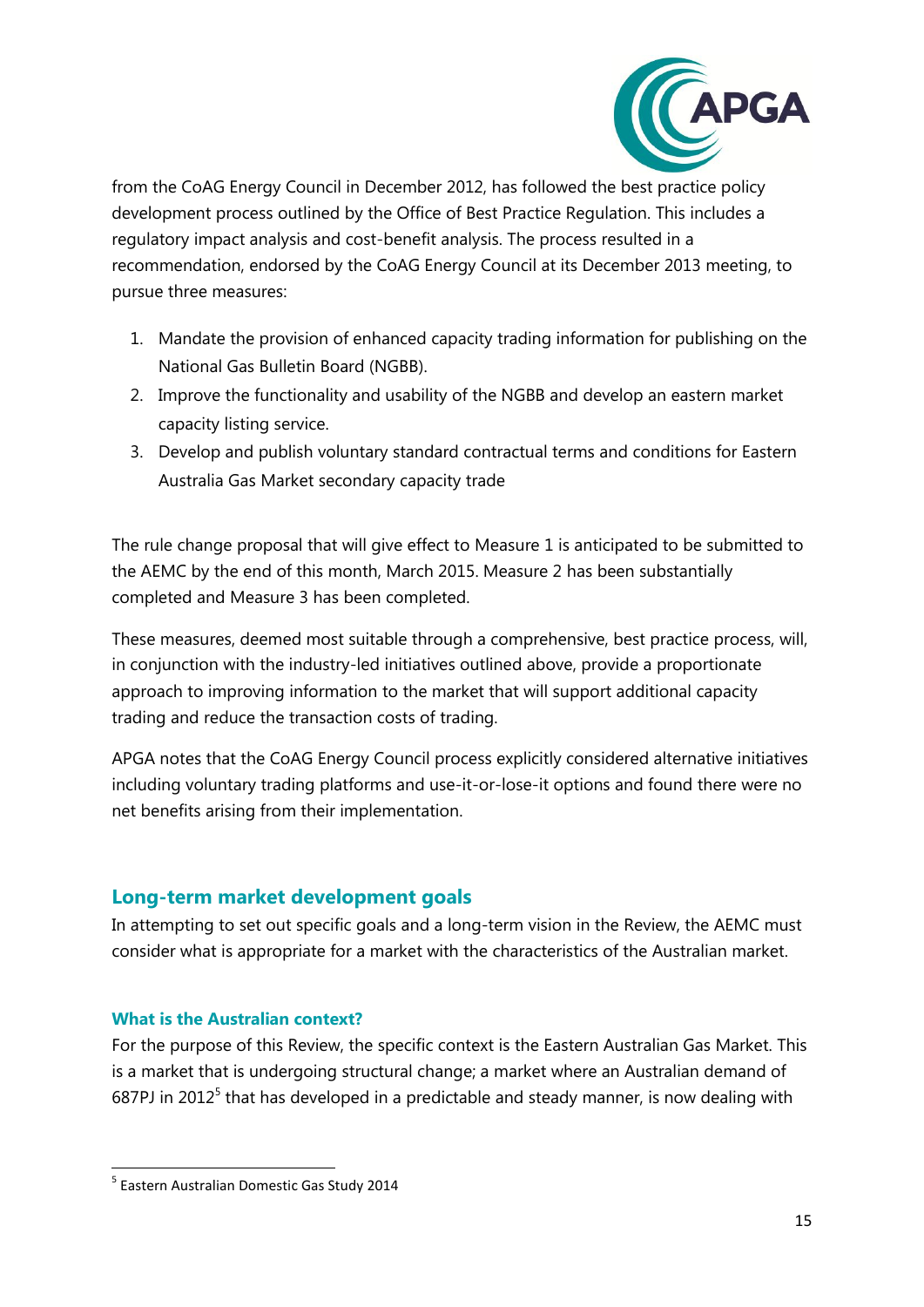from the CoAG Energy Council in December 2012, has followed the best practice policy development process outlined by the Office of Best Practice Regulation. This includes a regulatory impact analysis and cost-benefit analysis. The process resulted in a recommendation, endorsed by the CoAG Energy Council at its December 2013 meeting, to pursue three measures:

1. Mandate the provision of enhanced capacity trading information for publishing on the National Gas Bulletin Board (NGBB).
2. Improve the functionality and usability of the NGBB and develop an eastern market capacity listing service.
3. Develop and publish voluntary standard contractual terms and conditions for Eastern Australia Gas Market secondary capacity trade

The rule change proposal that will give effect to Measure 1 is anticipated to be submitted to the AEMC by the end of this month, March 2015. Measure 2 has been substantially completed and Measure 3 has been completed.

These measures, deemed most suitable through a comprehensive, best practice process, will, in conjunction with the industry-led initiatives outlined above, provide a proportionate approach to improving information to the market that will support additional capacity trading and reduce the transaction costs of trading.

APGA notes that the CoAG Energy Council process explicitly considered alternative initiatives including voluntary trading platforms and use-it-or-lose-it options and found there were no net benefits arising from their implementation.

## Long-term market development goals

In attempting to set out specific goals and a long-term vision in the Review, the AEMC must consider what is appropriate for a market with the characteristics of the Australian market.

### What is the Australian context?

For the purpose of this Review, the specific context is the Eastern Australian Gas Market. This is a market that is undergoing structural change; a market where an Australian demand of 687PJ in 2012[5] that has developed in a predictable and steady manner, is now dealing with

[5] Eastern Australian Domestic Gas Study 2014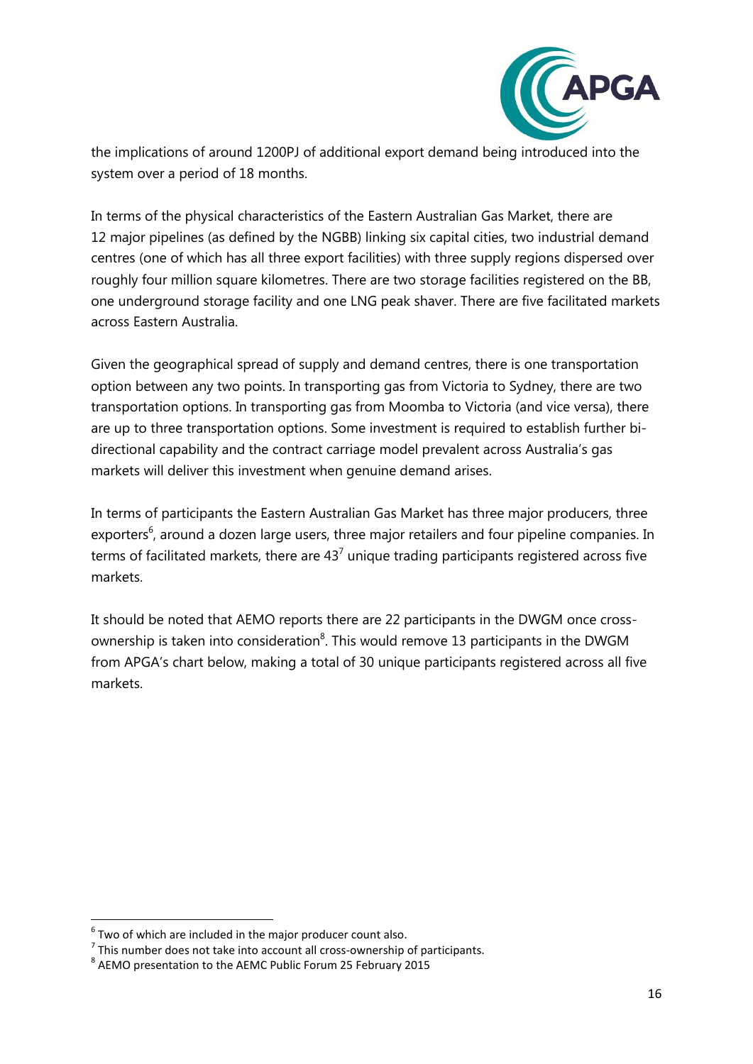the implications of around 1200PJ of additional export demand being introduced into the system over a period of 18 months.

In terms of the physical characteristics of the Eastern Australian Gas Market, there are 12 major pipelines (as defined by the NGBB) linking six capital cities, two industrial demand centres (one of which has all three export facilities) with three supply regions dispersed over roughly four million square kilometres. There are two storage facilities registered on the BB, one underground storage facility and one LNG peak shaver. There are five facilitated markets across Eastern Australia.

Given the geographical spread of supply and demand centres, there is one transportation option between any two points. In transporting gas from Victoria to Sydney, there are two transportation options. In transporting gas from Moomba to Victoria (and vice versa), there are up to three transportation options. Some investment is required to establish further bi-directional capability and the contract carriage model prevalent across Australia's gas markets will deliver this investment when genuine demand arises.

In terms of participants the Eastern Australian Gas Market has three major producers, three exporters[6], around a dozen large users, three major retailers and four pipeline companies. In terms of facilitated markets, there are 43[7] unique trading participants registered across five markets.

It should be noted that AEMO reports there are 22 participants in the DWGM once cross-ownership is taken into consideration[8]. This would remove 13 participants in the DWGM from APGA's chart below, making a total of 30 unique participants registered across all five markets.

[6] Two of which are included in the major producer count also.

[7] This number does not take into account all cross-ownership of participants.

[8] AEMO presentation to the AEMC Public Forum 25 February 2015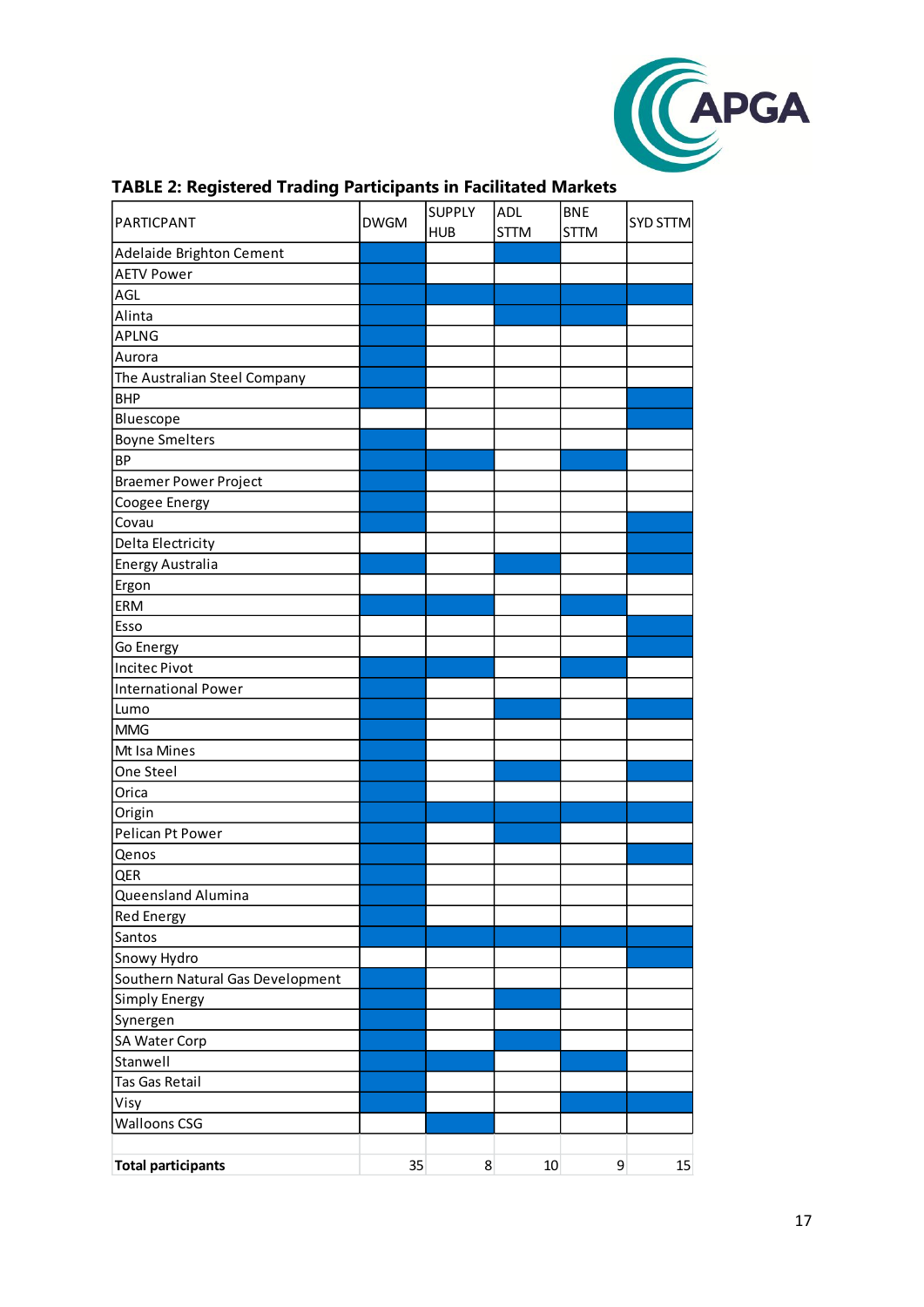**TABLE 2: Registered Trading Participants in Facilitated Markets**

| PARTICPANT | DWGM | SUPPLY HUB | ADL STTM | BNE STTM | SYD STTM |
|---|---|---|---|---|---|
| Adelaide Brighton Cement | ■ | | ■ | | |
| AETV Power | ■ | | | | |
| AGL | ■ | ■ | ■ | ■ | ■ |
| Alinta | ■ | | ■ | ■ | |
| APLNG | ■ | | | | |
| Aurora | ■ | | | | |
| The Australian Steel Company | ■ | | | | |
| BHP | ■ | | | | ■ |
| Bluescope | | | | | ■ |
| Boyne Smelters | ■ | | | | |
| BP | ■ | ■ | | ■ | |
| Braemer Power Project | ■ | | | | |
| Coogee Energy | ■ | | | | |
| Covau | ■ | | | | ■ |
| Delta Electricity | | | | | ■ |
| Energy Australia | ■ | | ■ | | ■ |
| Ergon | | | | | |
| ERM | ■ | ■ | | ■ | |
| Esso | | | | | ■ |
| Go Energy | | | | | ■ |
| Incitec Pivot | ■ | ■ | | ■ | |
| International Power | ■ | | | | |
| Lumo | ■ | | ■ | | ■ |
| MMG | ■ | | | | |
| Mt Isa Mines | ■ | | | | |
| One Steel | ■ | | ■ | | ■ |
| Orica | ■ | | | | |
| Origin | ■ | ■ | ■ | ■ | ■ |
| Pelican Pt Power | ■ | | ■ | | |
| Qenos | ■ | | | | ■ |
| QER | ■ | | | | |
| Queensland Alumina | ■ | | | | |
| Red Energy | ■ | | | | |
| Santos | ■ | ■ | ■ | ■ | ■ |
| Snowy Hydro | | | | | ■ |
| Southern Natural Gas Development | ■ | | | | |
| Simply Energy | ■ | | ■ | | |
| Synergen | ■ | | | | |
| SA Water Corp | ■ | | ■ | | |
| Stanwell | ■ | ■ | | ■ | |
| Tas Gas Retail | ■ | | | | |
| Visy | ■ | | | ■ | ■ |
| Walloons CSG | | ■ | | | |
| | | | | | |
| **Total participants** | 35 | 8 | 10 | 9 | 15 |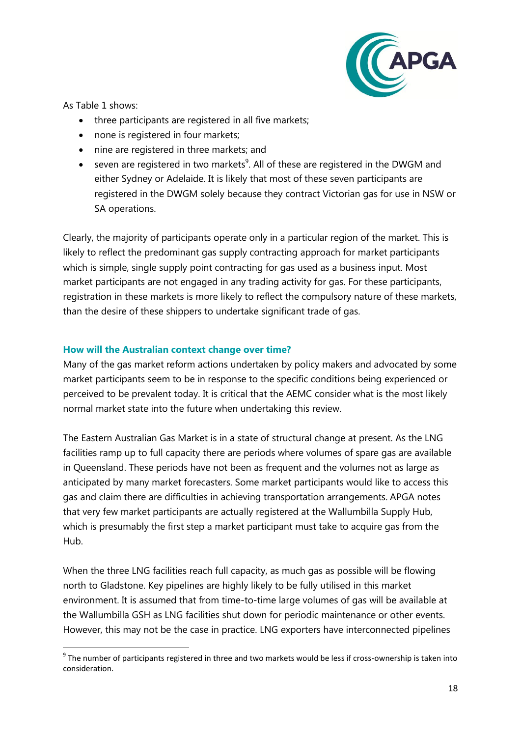As Table 1 shows:

- three participants are registered in all five markets;
- none is registered in four markets;
- nine are registered in three markets; and
- seven are registered in two markets[9]. All of these are registered in the DWGM and either Sydney or Adelaide. It is likely that most of these seven participants are registered in the DWGM solely because they contract Victorian gas for use in NSW or SA operations.

Clearly, the majority of participants operate only in a particular region of the market. This is likely to reflect the predominant gas supply contracting approach for market participants which is simple, single supply point contracting for gas used as a business input. Most market participants are not engaged in any trading activity for gas. For these participants, registration in these markets is more likely to reflect the compulsory nature of these markets, than the desire of these shippers to undertake significant trade of gas.

### How will the Australian context change over time?

Many of the gas market reform actions undertaken by policy makers and advocated by some market participants seem to be in response to the specific conditions being experienced or perceived to be prevalent today. It is critical that the AEMC consider what is the most likely normal market state into the future when undertaking this review.

The Eastern Australian Gas Market is in a state of structural change at present. As the LNG facilities ramp up to full capacity there are periods where volumes of spare gas are available in Queensland. These periods have not been as frequent and the volumes not as large as anticipated by many market forecasters. Some market participants would like to access this gas and claim there are difficulties in achieving transportation arrangements. APGA notes that very few market participants are actually registered at the Wallumbilla Supply Hub, which is presumably the first step a market participant must take to acquire gas from the Hub.

When the three LNG facilities reach full capacity, as much gas as possible will be flowing north to Gladstone. Key pipelines are highly likely to be fully utilised in this market environment. It is assumed that from time-to-time large volumes of gas will be available at the Wallumbilla GSH as LNG facilities shut down for periodic maintenance or other events. However, this may not be the case in practice. LNG exporters have interconnected pipelines

[9] The number of participants registered in three and two markets would be less if cross-ownership is taken into consideration.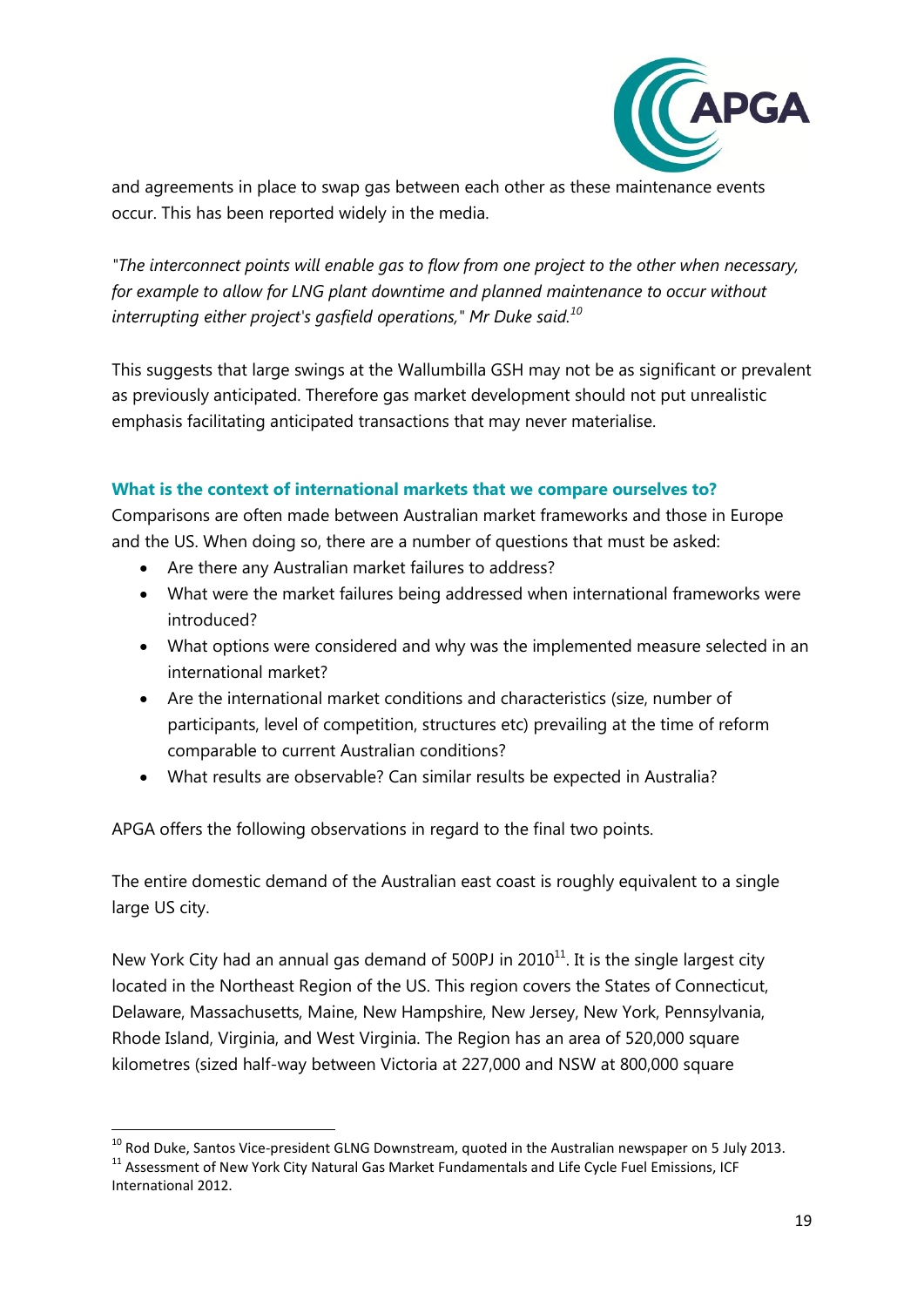and agreements in place to swap gas between each other as these maintenance events occur. This has been reported widely in the media.

*"The interconnect points will enable gas to flow from one project to the other when necessary, for example to allow for LNG plant downtime and planned maintenance to occur without interrupting either project's gasfield operations," Mr Duke said.*[10]

This suggests that large swings at the Wallumbilla GSH may not be as significant or prevalent as previously anticipated. Therefore gas market development should not put unrealistic emphasis facilitating anticipated transactions that may never materialise.

### What is the context of international markets that we compare ourselves to?

Comparisons are often made between Australian market frameworks and those in Europe and the US. When doing so, there are a number of questions that must be asked:

- Are there any Australian market failures to address?
- What were the market failures being addressed when international frameworks were introduced?
- What options were considered and why was the implemented measure selected in an international market?
- Are the international market conditions and characteristics (size, number of participants, level of competition, structures etc) prevailing at the time of reform comparable to current Australian conditions?
- What results are observable? Can similar results be expected in Australia?

APGA offers the following observations in regard to the final two points.

The entire domestic demand of the Australian east coast is roughly equivalent to a single large US city.

New York City had an annual gas demand of 500PJ in 2010[11]. It is the single largest city located in the Northeast Region of the US. This region covers the States of Connecticut, Delaware, Massachusetts, Maine, New Hampshire, New Jersey, New York, Pennsylvania, Rhode Island, Virginia, and West Virginia. The Region has an area of 520,000 square kilometres (sized half-way between Victoria at 227,000 and NSW at 800,000 square

---

[10] Rod Duke, Santos Vice-president GLNG Downstream, quoted in the Australian newspaper on 5 July 2013.

[11] Assessment of New York City Natural Gas Market Fundamentals and Life Cycle Fuel Emissions, ICF International 2012.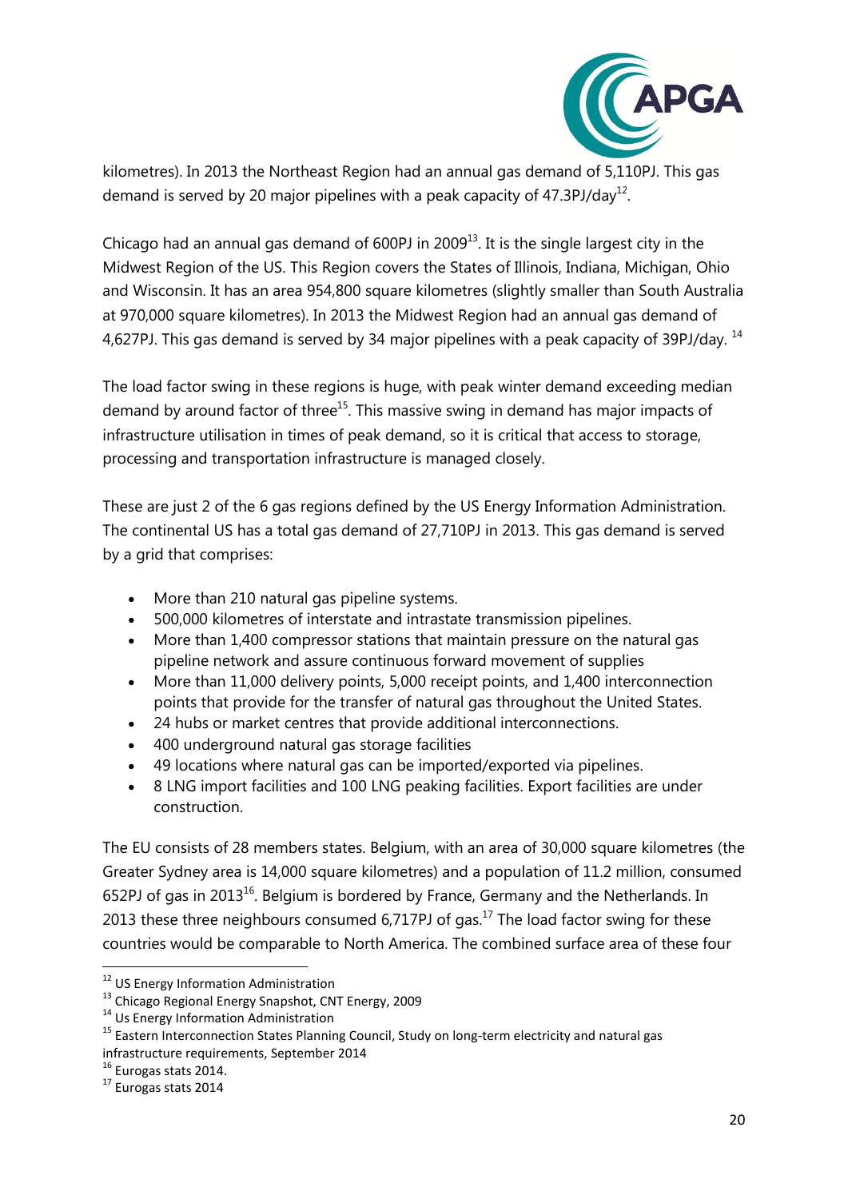kilometres). In 2013 the Northeast Region had an annual gas demand of 5,110PJ. This gas demand is served by 20 major pipelines with a peak capacity of 47.3PJ/day[12].

Chicago had an annual gas demand of 600PJ in 2009[13]. It is the single largest city in the Midwest Region of the US. This Region covers the States of Illinois, Indiana, Michigan, Ohio and Wisconsin. It has an area 954,800 square kilometres (slightly smaller than South Australia at 970,000 square kilometres). In 2013 the Midwest Region had an annual gas demand of 4,627PJ. This gas demand is served by 34 major pipelines with a peak capacity of 39PJ/day. [14]

The load factor swing in these regions is huge, with peak winter demand exceeding median demand by around factor of three[15]. This massive swing in demand has major impacts of infrastructure utilisation in times of peak demand, so it is critical that access to storage, processing and transportation infrastructure is managed closely.

These are just 2 of the 6 gas regions defined by the US Energy Information Administration. The continental US has a total gas demand of 27,710PJ in 2013. This gas demand is served by a grid that comprises:

- More than 210 natural gas pipeline systems.
- 500,000 kilometres of interstate and intrastate transmission pipelines.
- More than 1,400 compressor stations that maintain pressure on the natural gas pipeline network and assure continuous forward movement of supplies
- More than 11,000 delivery points, 5,000 receipt points, and 1,400 interconnection points that provide for the transfer of natural gas throughout the United States.
- 24 hubs or market centres that provide additional interconnections.
- 400 underground natural gas storage facilities
- 49 locations where natural gas can be imported/exported via pipelines.
- 8 LNG import facilities and 100 LNG peaking facilities. Export facilities are under construction.

The EU consists of 28 members states. Belgium, with an area of 30,000 square kilometres (the Greater Sydney area is 14,000 square kilometres) and a population of 11.2 million, consumed 652PJ of gas in 2013[16]. Belgium is bordered by France, Germany and the Netherlands. In 2013 these three neighbours consumed 6,717PJ of gas.[17] The load factor swing for these countries would be comparable to North America. The combined surface area of these four

---

[12] US Energy Information Administration

[13] Chicago Regional Energy Snapshot, CNT Energy, 2009

[14] Us Energy Information Administration

[15] Eastern Interconnection States Planning Council, Study on long-term electricity and natural gas infrastructure requirements, September 2014

[16] Eurogas stats 2014.

[17] Eurogas stats 2014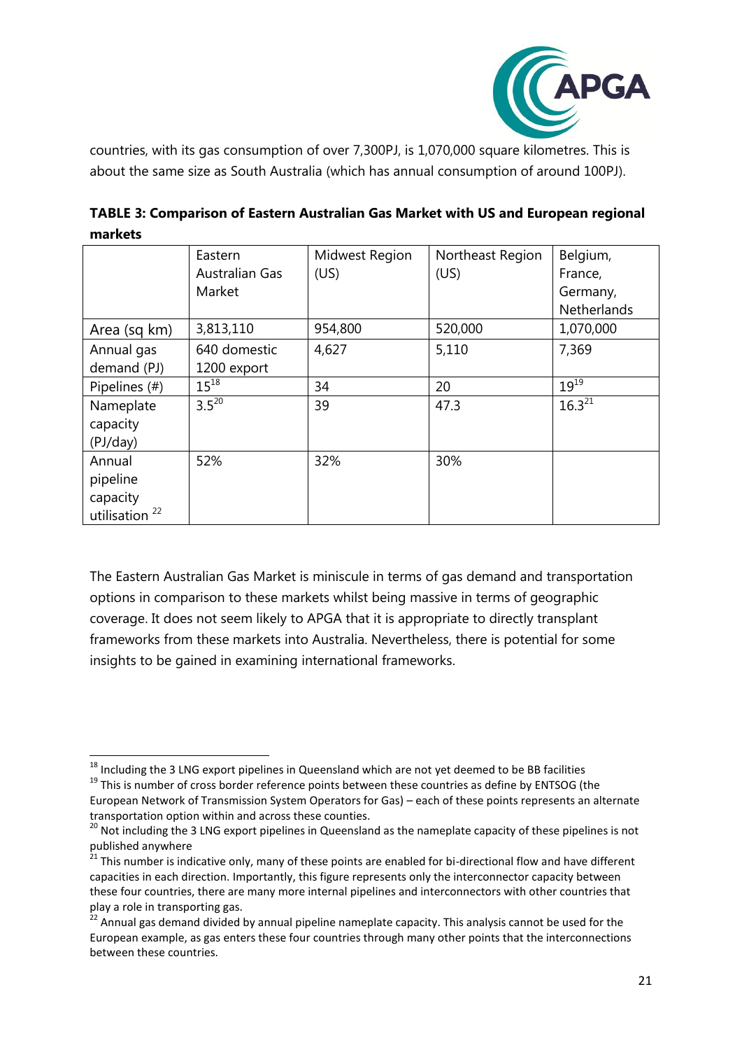countries, with its gas consumption of over 7,300PJ, is 1,070,000 square kilometres. This is about the same size as South Australia (which has annual consumption of around 100PJ).

**TABLE 3: Comparison of Eastern Australian Gas Market with US and European regional markets**

| | Eastern Australian Gas Market | Midwest Region (US) | Northeast Region (US) | Belgium, France, Germany, Netherlands |
|---|---|---|---|---|
| Area (sq km) | 3,813,110 | 954,800 | 520,000 | 1,070,000 |
| Annual gas demand (PJ) | 640 domestic 1200 export | 4,627 | 5,110 | 7,369 |
| Pipelines (#) | 15[18] | 34 | 20 | 19[19] |
| Nameplate capacity (PJ/day) | 3.5[20] | 39 | 47.3 | 16.3[21] |
| Annual pipeline capacity utilisation [22] | 52% | 32% | 30% | |

The Eastern Australian Gas Market is miniscule in terms of gas demand and transportation options in comparison to these markets whilst being massive in terms of geographic coverage. It does not seem likely to APGA that it is appropriate to directly transplant frameworks from these markets into Australia. Nevertheless, there is potential for some insights to be gained in examining international frameworks.

[18] Including the 3 LNG export pipelines in Queensland which are not yet deemed to be BB facilities

[19] This is number of cross border reference points between these countries as define by ENTSOG (the European Network of Transmission System Operators for Gas) – each of these points represents an alternate transportation option within and across these counties.

[20] Not including the 3 LNG export pipelines in Queensland as the nameplate capacity of these pipelines is not published anywhere

[21] This number is indicative only, many of these points are enabled for bi-directional flow and have different capacities in each direction. Importantly, this figure represents only the interconnector capacity between these four countries, there are many more internal pipelines and interconnectors with other countries that play a role in transporting gas.

[22] Annual gas demand divided by annual pipeline nameplate capacity. This analysis cannot be used for the European example, as gas enters these four countries through many other points that the interconnections between these countries.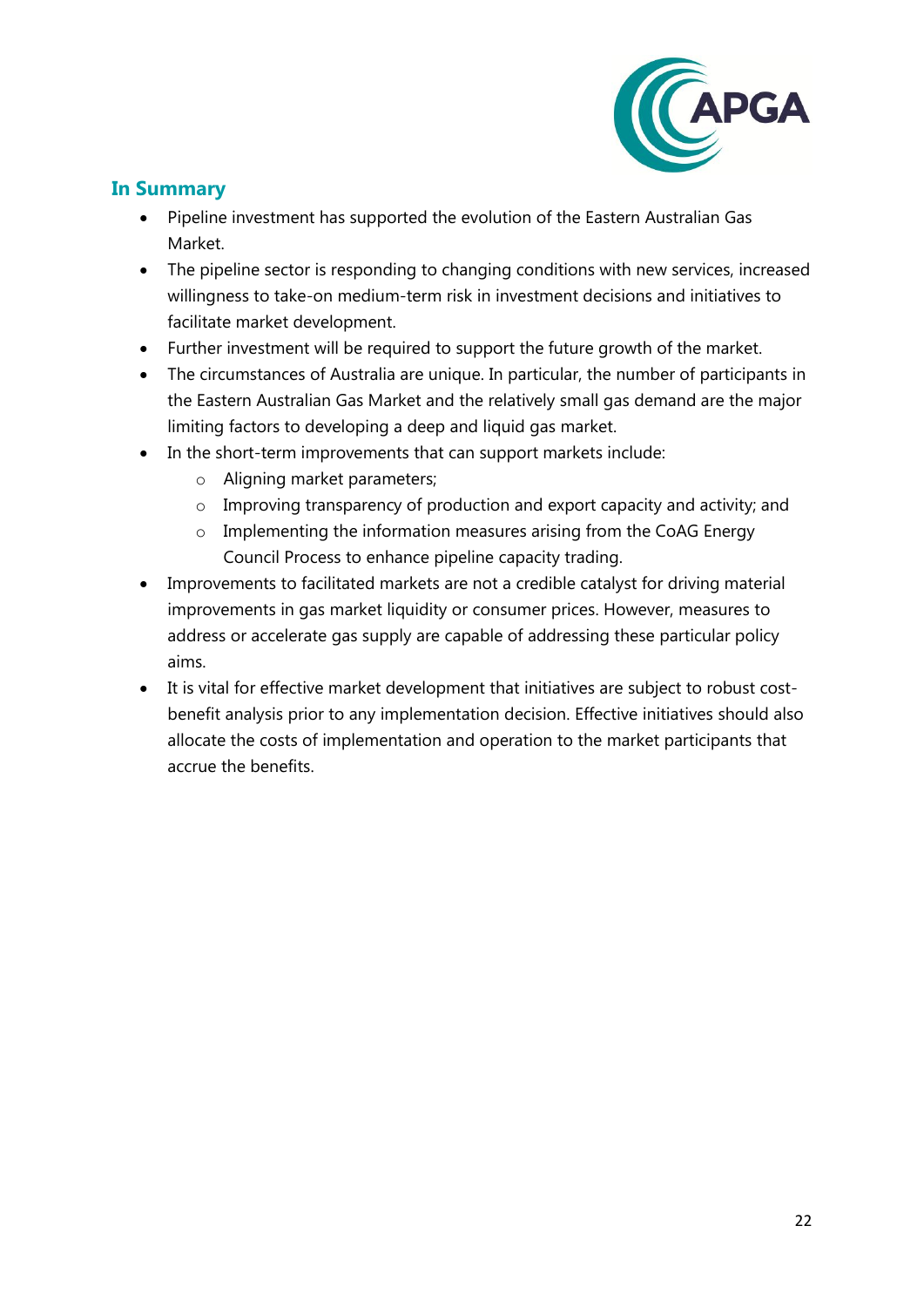## In Summary

- Pipeline investment has supported the evolution of the Eastern Australian Gas Market.
- The pipeline sector is responding to changing conditions with new services, increased willingness to take-on medium-term risk in investment decisions and initiatives to facilitate market development.
- Further investment will be required to support the future growth of the market.
- The circumstances of Australia are unique. In particular, the number of participants in the Eastern Australian Gas Market and the relatively small gas demand are the major limiting factors to developing a deep and liquid gas market.
- In the short-term improvements that can support markets include:
  - Aligning market parameters;
  - Improving transparency of production and export capacity and activity; and
  - Implementing the information measures arising from the CoAG Energy Council Process to enhance pipeline capacity trading.
- Improvements to facilitated markets are not a credible catalyst for driving material improvements in gas market liquidity or consumer prices. However, measures to address or accelerate gas supply are capable of addressing these particular policy aims.
- It is vital for effective market development that initiatives are subject to robust cost-benefit analysis prior to any implementation decision. Effective initiatives should also allocate the costs of implementation and operation to the market participants that accrue the benefits.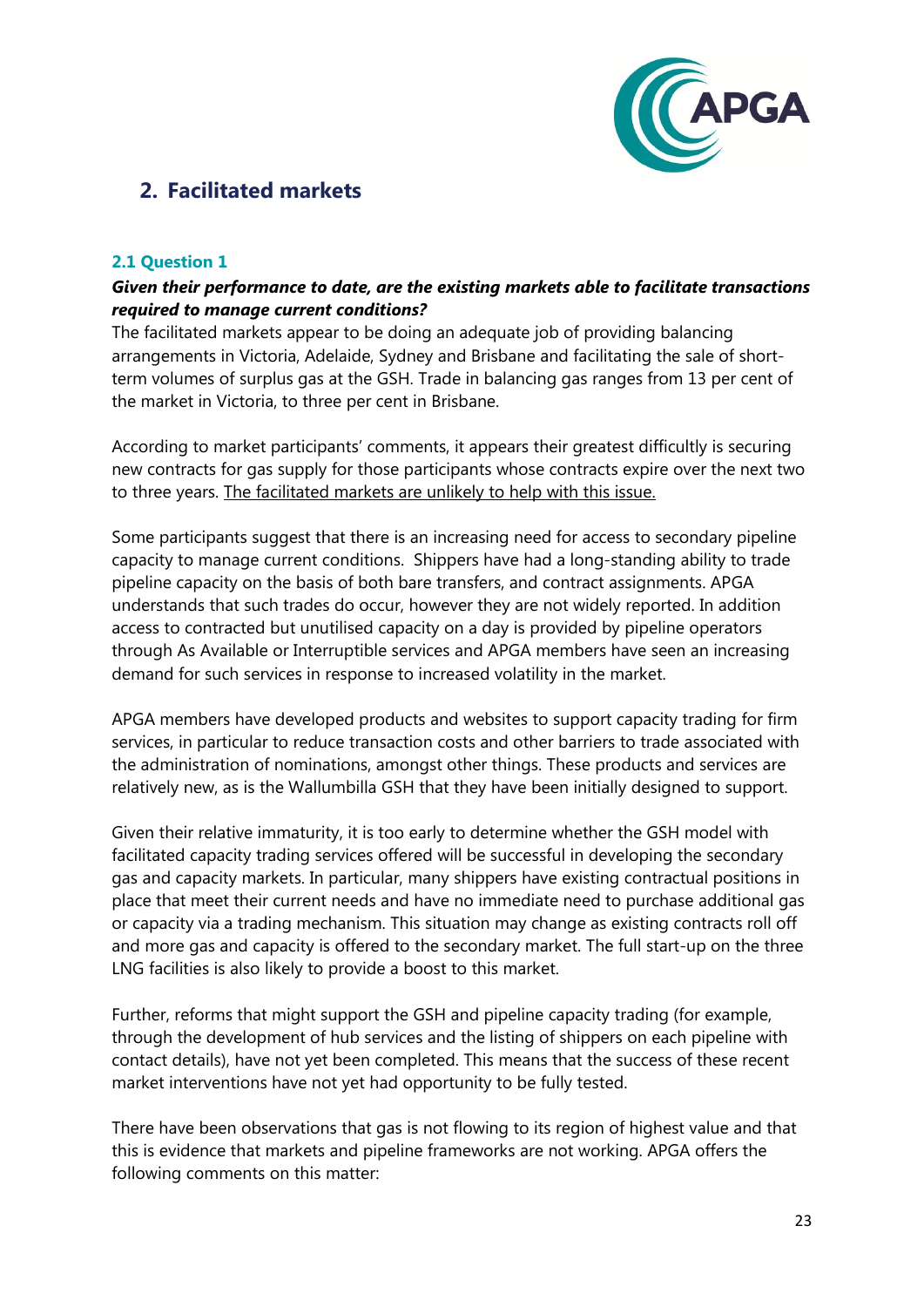## 2. Facilitated markets

### 2.1 Question 1

***Given their performance to date, are the existing markets able to facilitate transactions required to manage current conditions?***

The facilitated markets appear to be doing an adequate job of providing balancing arrangements in Victoria, Adelaide, Sydney and Brisbane and facilitating the sale of short-term volumes of surplus gas at the GSH. Trade in balancing gas ranges from 13 per cent of the market in Victoria, to three per cent in Brisbane.

According to market participants' comments, it appears their greatest difficultly is securing new contracts for gas supply for those participants whose contracts expire over the next two to three years. <u>The facilitated markets are unlikely to help with this issue.</u>

Some participants suggest that there is an increasing need for access to secondary pipeline capacity to manage current conditions. Shippers have had a long-standing ability to trade pipeline capacity on the basis of both bare transfers, and contract assignments. APGA understands that such trades do occur, however they are not widely reported. In addition access to contracted but unutilised capacity on a day is provided by pipeline operators through As Available or Interruptible services and APGA members have seen an increasing demand for such services in response to increased volatility in the market.

APGA members have developed products and websites to support capacity trading for firm services, in particular to reduce transaction costs and other barriers to trade associated with the administration of nominations, amongst other things. These products and services are relatively new, as is the Wallumbilla GSH that they have been initially designed to support.

Given their relative immaturity, it is too early to determine whether the GSH model with facilitated capacity trading services offered will be successful in developing the secondary gas and capacity markets. In particular, many shippers have existing contractual positions in place that meet their current needs and have no immediate need to purchase additional gas or capacity via a trading mechanism. This situation may change as existing contracts roll off and more gas and capacity is offered to the secondary market. The full start-up on the three LNG facilities is also likely to provide a boost to this market.

Further, reforms that might support the GSH and pipeline capacity trading (for example, through the development of hub services and the listing of shippers on each pipeline with contact details), have not yet been completed. This means that the success of these recent market interventions have not yet had opportunity to be fully tested.

There have been observations that gas is not flowing to its region of highest value and that this is evidence that markets and pipeline frameworks are not working. APGA offers the following comments on this matter: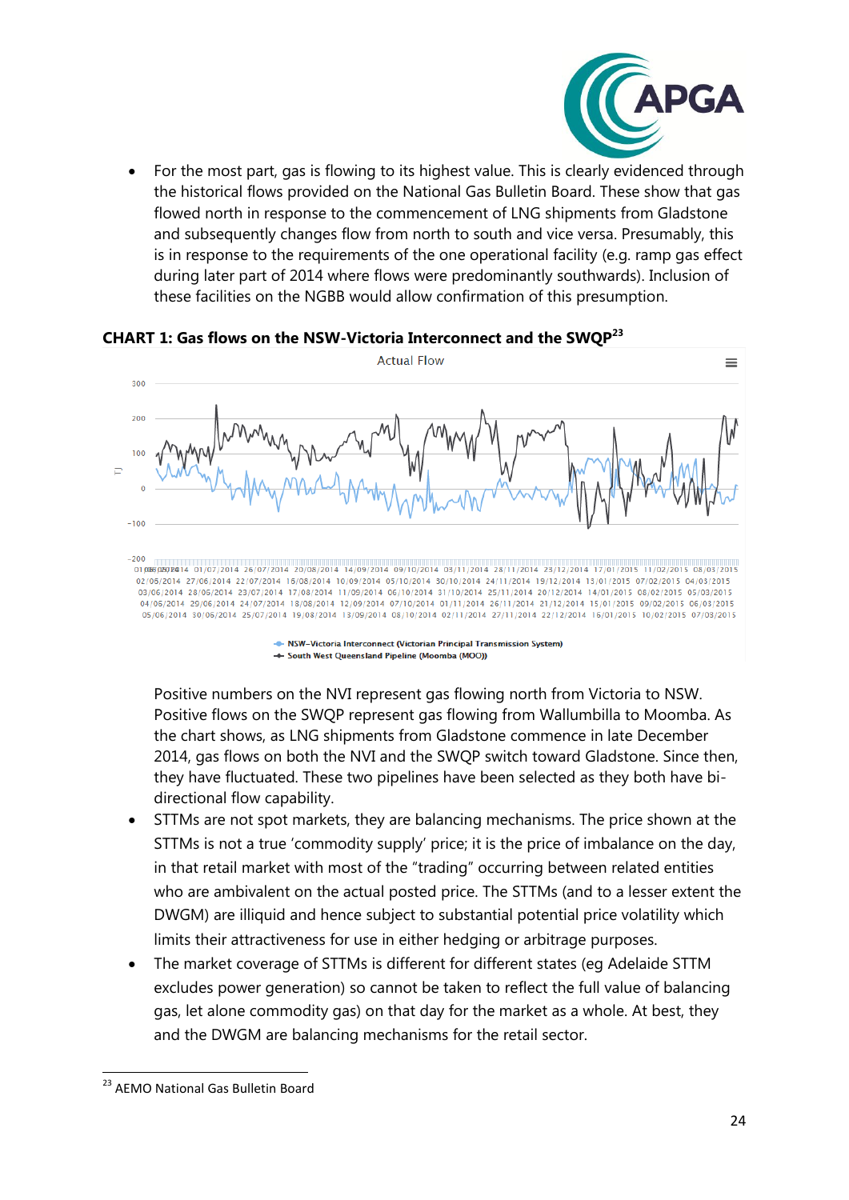- For the most part, gas is flowing to its highest value. This is clearly evidenced through the historical flows provided on the National Gas Bulletin Board. These show that gas flowed north in response to the commencement of LNG shipments from Gladstone and subsequently changes flow from north to south and vice versa. Presumably, this is in response to the requirements of the one operational facility (e.g. ramp gas effect during later part of 2014 where flows were predominantly southwards). Inclusion of these facilities on the NGBB would allow confirmation of this presumption.

**CHART 1: Gas flows on the NSW-Victoria Interconnect and the SWQP**[23]

Positive numbers on the NVI represent gas flowing north from Victoria to NSW. Positive flows on the SWQP represent gas flowing from Wallumbilla to Moomba. As the chart shows, as LNG shipments from Gladstone commence in late December 2014, gas flows on both the NVI and the SWQP switch toward Gladstone. Since then, they have fluctuated. These two pipelines have been selected as they both have bi-directional flow capability.

- STTMs are not spot markets, they are balancing mechanisms. The price shown at the STTMs is not a true 'commodity supply' price; it is the price of imbalance on the day, in that retail market with most of the "trading" occurring between related entities who are ambivalent on the actual posted price. The STTMs (and to a lesser extent the DWGM) are illiquid and hence subject to substantial potential price volatility which limits their attractiveness for use in either hedging or arbitrage purposes.
- The market coverage of STTMs is different for different states (eg Adelaide STTM excludes power generation) so cannot be taken to reflect the full value of balancing gas, let alone commodity gas) on that day for the market as a whole. At best, they and the DWGM are balancing mechanisms for the retail sector.

[23] AEMO National Gas Bulletin Board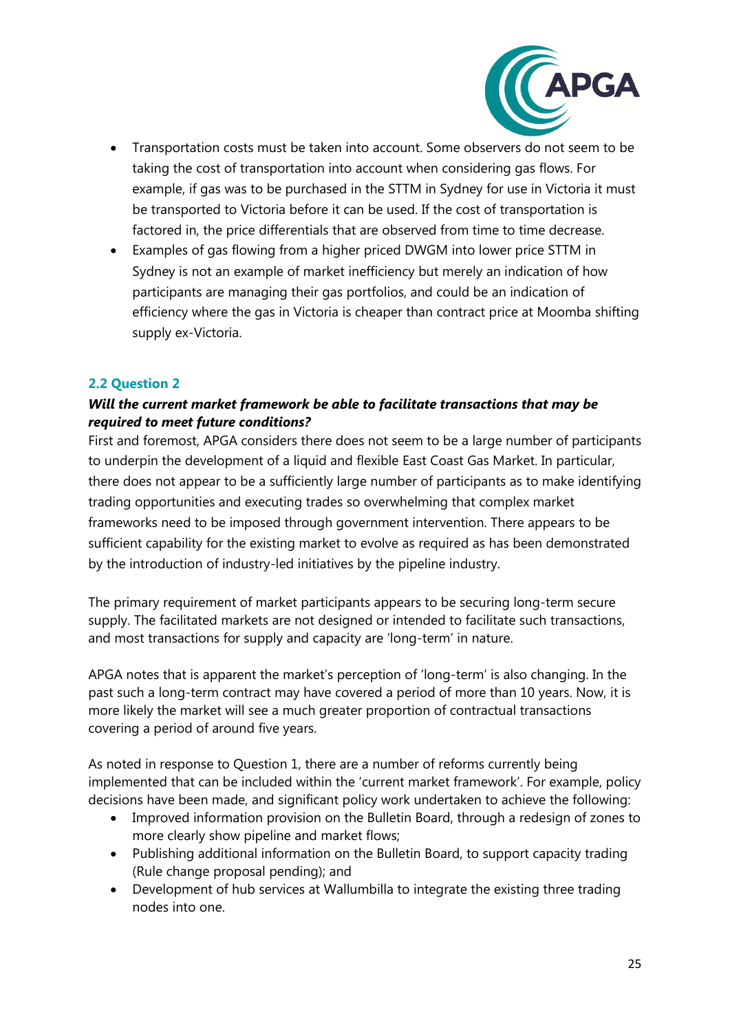- Transportation costs must be taken into account. Some observers do not seem to be taking the cost of transportation into account when considering gas flows. For example, if gas was to be purchased in the STTM in Sydney for use in Victoria it must be transported to Victoria before it can be used. If the cost of transportation is factored in, the price differentials that are observed from time to time decrease.
- Examples of gas flowing from a higher priced DWGM into lower price STTM in Sydney is not an example of market inefficiency but merely an indication of how participants are managing their gas portfolios, and could be an indication of efficiency where the gas in Victoria is cheaper than contract price at Moomba shifting supply ex-Victoria.

## 2.2 Question 2

***Will the current market framework be able to facilitate transactions that may be required to meet future conditions?***

First and foremost, APGA considers there does not seem to be a large number of participants to underpin the development of a liquid and flexible East Coast Gas Market. In particular, there does not appear to be a sufficiently large number of participants as to make identifying trading opportunities and executing trades so overwhelming that complex market frameworks need to be imposed through government intervention. There appears to be sufficient capability for the existing market to evolve as required as has been demonstrated by the introduction of industry-led initiatives by the pipeline industry.

The primary requirement of market participants appears to be securing long-term secure supply. The facilitated markets are not designed or intended to facilitate such transactions, and most transactions for supply and capacity are 'long-term' in nature.

APGA notes that is apparent the market's perception of 'long-term' is also changing. In the past such a long-term contract may have covered a period of more than 10 years. Now, it is more likely the market will see a much greater proportion of contractual transactions covering a period of around five years.

As noted in response to Question 1, there are a number of reforms currently being implemented that can be included within the 'current market framework'. For example, policy decisions have been made, and significant policy work undertaken to achieve the following:

- Improved information provision on the Bulletin Board, through a redesign of zones to more clearly show pipeline and market flows;
- Publishing additional information on the Bulletin Board, to support capacity trading (Rule change proposal pending); and
- Development of hub services at Wallumbilla to integrate the existing three trading nodes into one.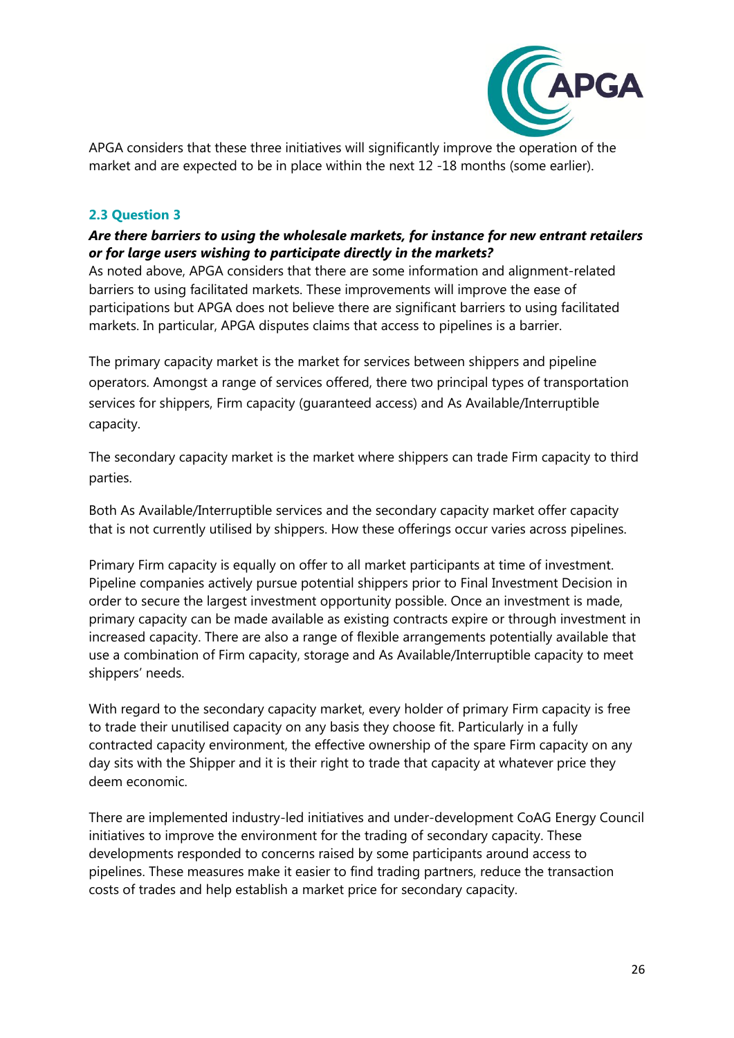APGA considers that these three initiatives will significantly improve the operation of the market and are expected to be in place within the next 12 -18 months (some earlier).

### 2.3 Question 3

***Are there barriers to using the wholesale markets, for instance for new entrant retailers or for large users wishing to participate directly in the markets?***

As noted above, APGA considers that there are some information and alignment-related barriers to using facilitated markets. These improvements will improve the ease of participations but APGA does not believe there are significant barriers to using facilitated markets. In particular, APGA disputes claims that access to pipelines is a barrier.

The primary capacity market is the market for services between shippers and pipeline operators. Amongst a range of services offered, there two principal types of transportation services for shippers, Firm capacity (guaranteed access) and As Available/Interruptible capacity.

The secondary capacity market is the market where shippers can trade Firm capacity to third parties.

Both As Available/Interruptible services and the secondary capacity market offer capacity that is not currently utilised by shippers. How these offerings occur varies across pipelines.

Primary Firm capacity is equally on offer to all market participants at time of investment. Pipeline companies actively pursue potential shippers prior to Final Investment Decision in order to secure the largest investment opportunity possible. Once an investment is made, primary capacity can be made available as existing contracts expire or through investment in increased capacity. There are also a range of flexible arrangements potentially available that use a combination of Firm capacity, storage and As Available/Interruptible capacity to meet shippers' needs.

With regard to the secondary capacity market, every holder of primary Firm capacity is free to trade their unutilised capacity on any basis they choose fit. Particularly in a fully contracted capacity environment, the effective ownership of the spare Firm capacity on any day sits with the Shipper and it is their right to trade that capacity at whatever price they deem economic.

There are implemented industry-led initiatives and under-development CoAG Energy Council initiatives to improve the environment for the trading of secondary capacity. These developments responded to concerns raised by some participants around access to pipelines. These measures make it easier to find trading partners, reduce the transaction costs of trades and help establish a market price for secondary capacity.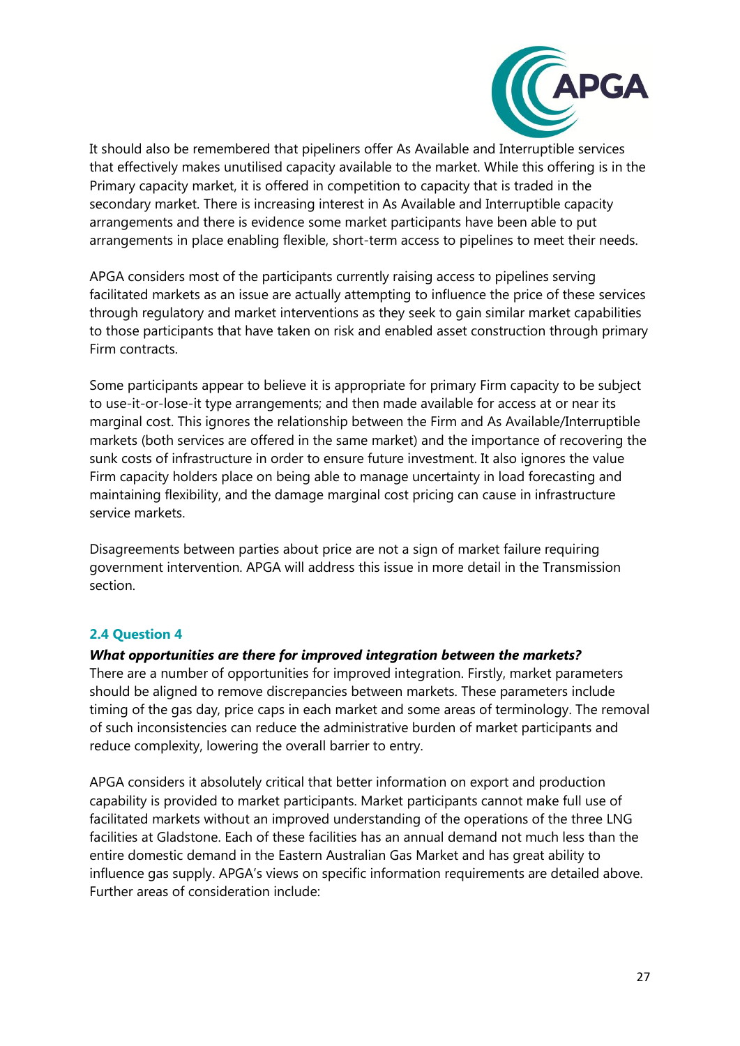It should also be remembered that pipeliners offer As Available and Interruptible services that effectively makes unutilised capacity available to the market. While this offering is in the Primary capacity market, it is offered in competition to capacity that is traded in the secondary market. There is increasing interest in As Available and Interruptible capacity arrangements and there is evidence some market participants have been able to put arrangements in place enabling flexible, short-term access to pipelines to meet their needs.

APGA considers most of the participants currently raising access to pipelines serving facilitated markets as an issue are actually attempting to influence the price of these services through regulatory and market interventions as they seek to gain similar market capabilities to those participants that have taken on risk and enabled asset construction through primary Firm contracts.

Some participants appear to believe it is appropriate for primary Firm capacity to be subject to use-it-or-lose-it type arrangements; and then made available for access at or near its marginal cost. This ignores the relationship between the Firm and As Available/Interruptible markets (both services are offered in the same market) and the importance of recovering the sunk costs of infrastructure in order to ensure future investment. It also ignores the value Firm capacity holders place on being able to manage uncertainty in load forecasting and maintaining flexibility, and the damage marginal cost pricing can cause in infrastructure service markets.

Disagreements between parties about price are not a sign of market failure requiring government intervention. APGA will address this issue in more detail in the Transmission section.

### 2.4 Question 4

***What opportunities are there for improved integration between the markets?***

There are a number of opportunities for improved integration. Firstly, market parameters should be aligned to remove discrepancies between markets. These parameters include timing of the gas day, price caps in each market and some areas of terminology. The removal of such inconsistencies can reduce the administrative burden of market participants and reduce complexity, lowering the overall barrier to entry.

APGA considers it absolutely critical that better information on export and production capability is provided to market participants. Market participants cannot make full use of facilitated markets without an improved understanding of the operations of the three LNG facilities at Gladstone. Each of these facilities has an annual demand not much less than the entire domestic demand in the Eastern Australian Gas Market and has great ability to influence gas supply. APGA's views on specific information requirements are detailed above. Further areas of consideration include: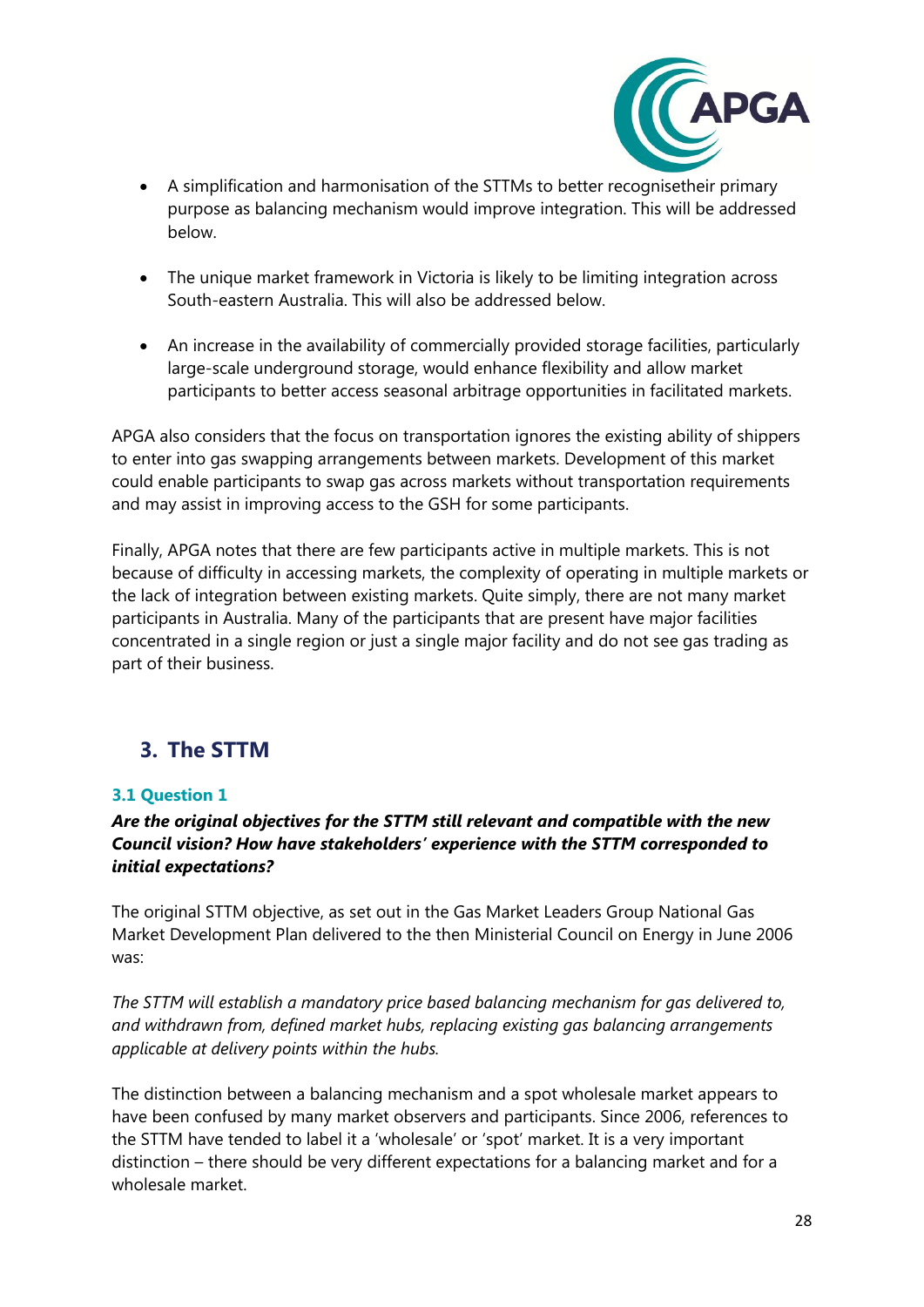- A simplification and harmonisation of the STTMs to better recognisetheir primary purpose as balancing mechanism would improve integration. This will be addressed below.

- The unique market framework in Victoria is likely to be limiting integration across South-eastern Australia. This will also be addressed below.

- An increase in the availability of commercially provided storage facilities, particularly large-scale underground storage, would enhance flexibility and allow market participants to better access seasonal arbitrage opportunities in facilitated markets.

APGA also considers that the focus on transportation ignores the existing ability of shippers to enter into gas swapping arrangements between markets. Development of this market could enable participants to swap gas across markets without transportation requirements and may assist in improving access to the GSH for some participants.

Finally, APGA notes that there are few participants active in multiple markets. This is not because of difficulty in accessing markets, the complexity of operating in multiple markets or the lack of integration between existing markets. Quite simply, there are not many market participants in Australia. Many of the participants that are present have major facilities concentrated in a single region or just a single major facility and do not see gas trading as part of their business.

## 3. The STTM

### 3.1 Question 1

***Are the original objectives for the STTM still relevant and compatible with the new Council vision? How have stakeholders' experience with the STTM corresponded to initial expectations?***

The original STTM objective, as set out in the Gas Market Leaders Group National Gas Market Development Plan delivered to the then Ministerial Council on Energy in June 2006 was:

*The STTM will establish a mandatory price based balancing mechanism for gas delivered to, and withdrawn from, defined market hubs, replacing existing gas balancing arrangements applicable at delivery points within the hubs.*

The distinction between a balancing mechanism and a spot wholesale market appears to have been confused by many market observers and participants. Since 2006, references to the STTM have tended to label it a 'wholesale' or 'spot' market. It is a very important distinction – there should be very different expectations for a balancing market and for a wholesale market.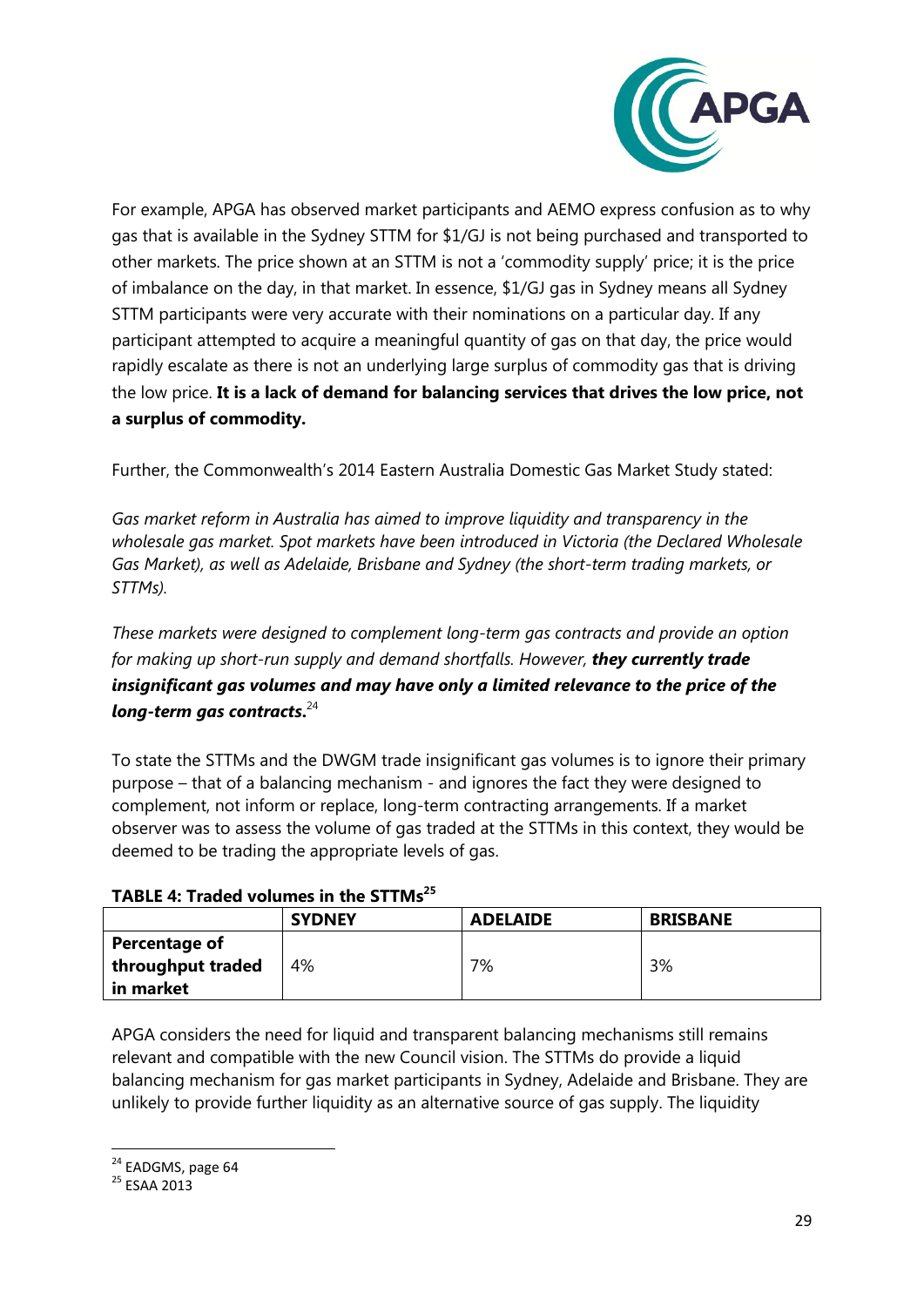For example, APGA has observed market participants and AEMO express confusion as to why gas that is available in the Sydney STTM for $1/GJ is not being purchased and transported to other markets. The price shown at an STTM is not a 'commodity supply' price; it is the price of imbalance on the day, in that market. In essence, $1/GJ gas in Sydney means all Sydney STTM participants were very accurate with their nominations on a particular day. If any participant attempted to acquire a meaningful quantity of gas on that day, the price would rapidly escalate as there is not an underlying large surplus of commodity gas that is driving the low price. **It is a lack of demand for balancing services that drives the low price, not a surplus of commodity.**

Further, the Commonwealth's 2014 Eastern Australia Domestic Gas Market Study stated:

*Gas market reform in Australia has aimed to improve liquidity and transparency in the wholesale gas market. Spot markets have been introduced in Victoria (the Declared Wholesale Gas Market), as well as Adelaide, Brisbane and Sydney (the short-term trading markets, or STTMs).*

*These markets were designed to complement long-term gas contracts and provide an option for making up short-run supply and demand shortfalls. However,* ***they currently trade insignificant gas volumes and may have only a limited relevance to the price of the long-term gas contracts.***[24]

To state the STTMs and the DWGM trade insignificant gas volumes is to ignore their primary purpose – that of a balancing mechanism - and ignores the fact they were designed to complement, not inform or replace, long-term contracting arrangements. If a market observer was to assess the volume of gas traded at the STTMs in this context, they would be deemed to be trading the appropriate levels of gas.

**TABLE 4: Traded volumes in the STTMs**[25]

| | **SYDNEY** | **ADELAIDE** | **BRISBANE** |
|---|---|---|---|
| **Percentage of throughput traded in market** | 4% | 7% | 3% |

APGA considers the need for liquid and transparent balancing mechanisms still remains relevant and compatible with the new Council vision. The STTMs do provide a liquid balancing mechanism for gas market participants in Sydney, Adelaide and Brisbane. They are unlikely to provide further liquidity as an alternative source of gas supply. The liquidity

[24] EADGMS, page 64

[25] ESAA 2013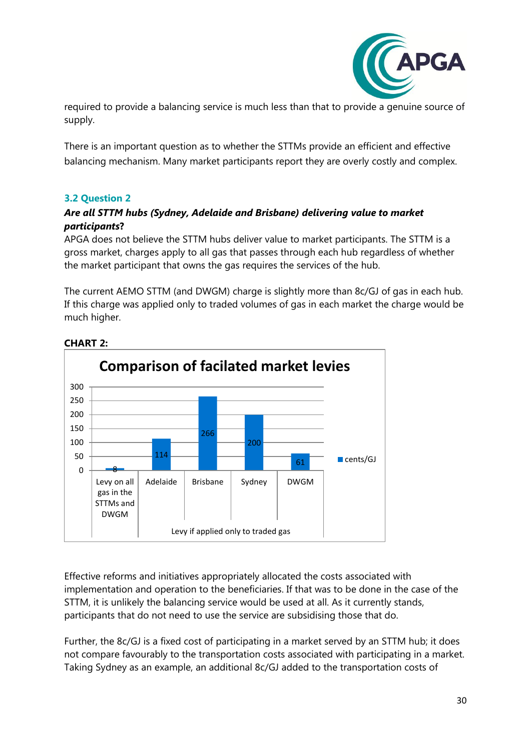required to provide a balancing service is much less than that to provide a genuine source of supply.

There is an important question as to whether the STTMs provide an efficient and effective balancing mechanism. Many market participants report they are overly costly and complex.

### 3.2 Question 2

***Are all STTM hubs (Sydney, Adelaide and Brisbane) delivering value to market participants?***

APGA does not believe the STTM hubs deliver value to market participants. The STTM is a gross market, charges apply to all gas that passes through each hub regardless of whether the market participant that owns the gas requires the services of the hub.

The current AEMO STTM (and DWGM) charge is slightly more than 8c/GJ of gas in each hub. If this charge was applied only to traded volumes of gas in each market the charge would be much higher.

**CHART 2:**

**Comparison of facilated market levies**

| | Levy on all gas in the STTMs and DWGM | Adelaide | Brisbane | Sydney | DWGM |
|---|---|---|---|---|---|
| cents/GJ | 8 | 114 | 266 | 200 | 61 |

Adelaide, Brisbane, Sydney and DWGM: Levy if applied only to traded gas

Effective reforms and initiatives appropriately allocated the costs associated with implementation and operation to the beneficiaries. If that was to be done in the case of the STTM, it is unlikely the balancing service would be used at all. As it currently stands, participants that do not need to use the service are subsidising those that do.

Further, the 8c/GJ is a fixed cost of participating in a market served by an STTM hub; it does not compare favourably to the transportation costs associated with participating in a market. Taking Sydney as an example, an additional 8c/GJ added to the transportation costs of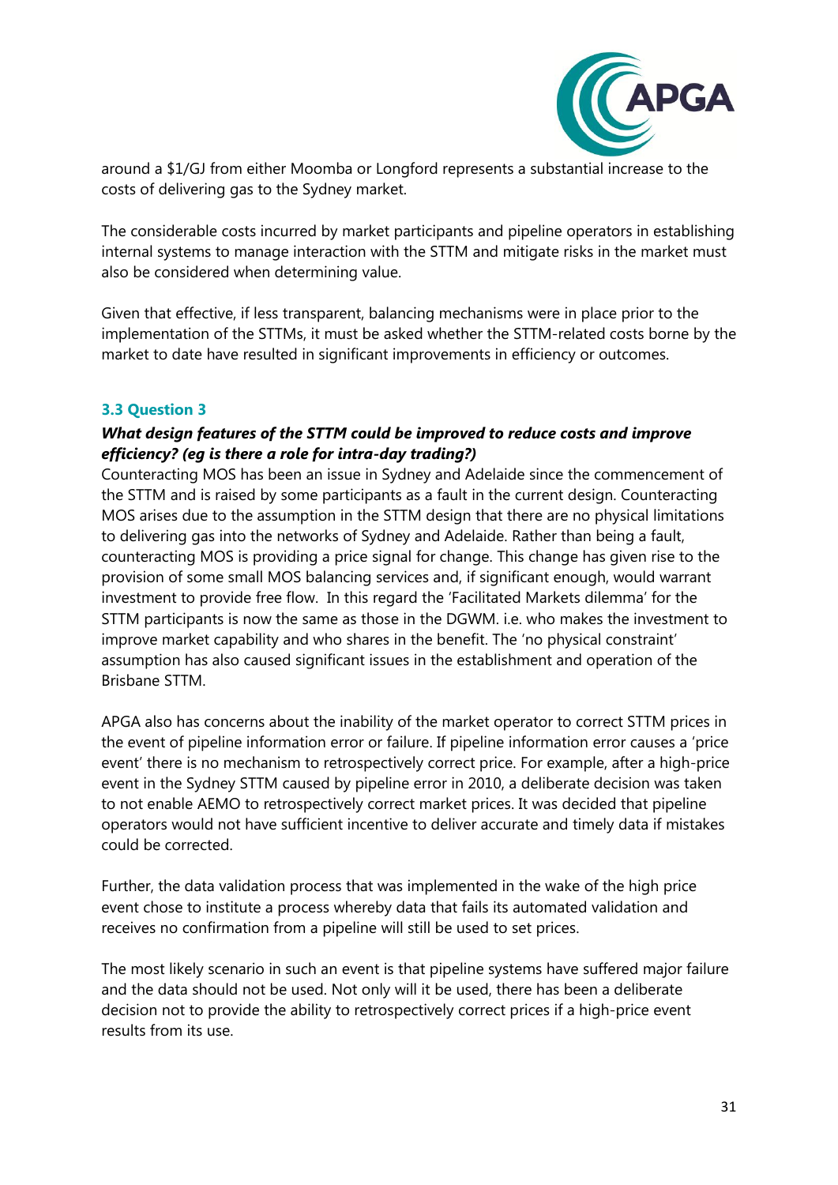around a $1/GJ from either Moomba or Longford represents a substantial increase to the costs of delivering gas to the Sydney market.

The considerable costs incurred by market participants and pipeline operators in establishing internal systems to manage interaction with the STTM and mitigate risks in the market must also be considered when determining value.

Given that effective, if less transparent, balancing mechanisms were in place prior to the implementation of the STTMs, it must be asked whether the STTM-related costs borne by the market to date have resulted in significant improvements in efficiency or outcomes.

### 3.3 Question 3

***What design features of the STTM could be improved to reduce costs and improve efficiency? (eg is there a role for intra-day trading?)***

Counteracting MOS has been an issue in Sydney and Adelaide since the commencement of the STTM and is raised by some participants as a fault in the current design. Counteracting MOS arises due to the assumption in the STTM design that there are no physical limitations to delivering gas into the networks of Sydney and Adelaide. Rather than being a fault, counteracting MOS is providing a price signal for change. This change has given rise to the provision of some small MOS balancing services and, if significant enough, would warrant investment to provide free flow. In this regard the 'Facilitated Markets dilemma' for the STTM participants is now the same as those in the DGWM. i.e. who makes the investment to improve market capability and who shares in the benefit. The 'no physical constraint' assumption has also caused significant issues in the establishment and operation of the Brisbane STTM.

APGA also has concerns about the inability of the market operator to correct STTM prices in the event of pipeline information error or failure. If pipeline information error causes a 'price event' there is no mechanism to retrospectively correct price. For example, after a high-price event in the Sydney STTM caused by pipeline error in 2010, a deliberate decision was taken to not enable AEMO to retrospectively correct market prices. It was decided that pipeline operators would not have sufficient incentive to deliver accurate and timely data if mistakes could be corrected.

Further, the data validation process that was implemented in the wake of the high price event chose to institute a process whereby data that fails its automated validation and receives no confirmation from a pipeline will still be used to set prices.

The most likely scenario in such an event is that pipeline systems have suffered major failure and the data should not be used. Not only will it be used, there has been a deliberate decision not to provide the ability to retrospectively correct prices if a high-price event results from its use.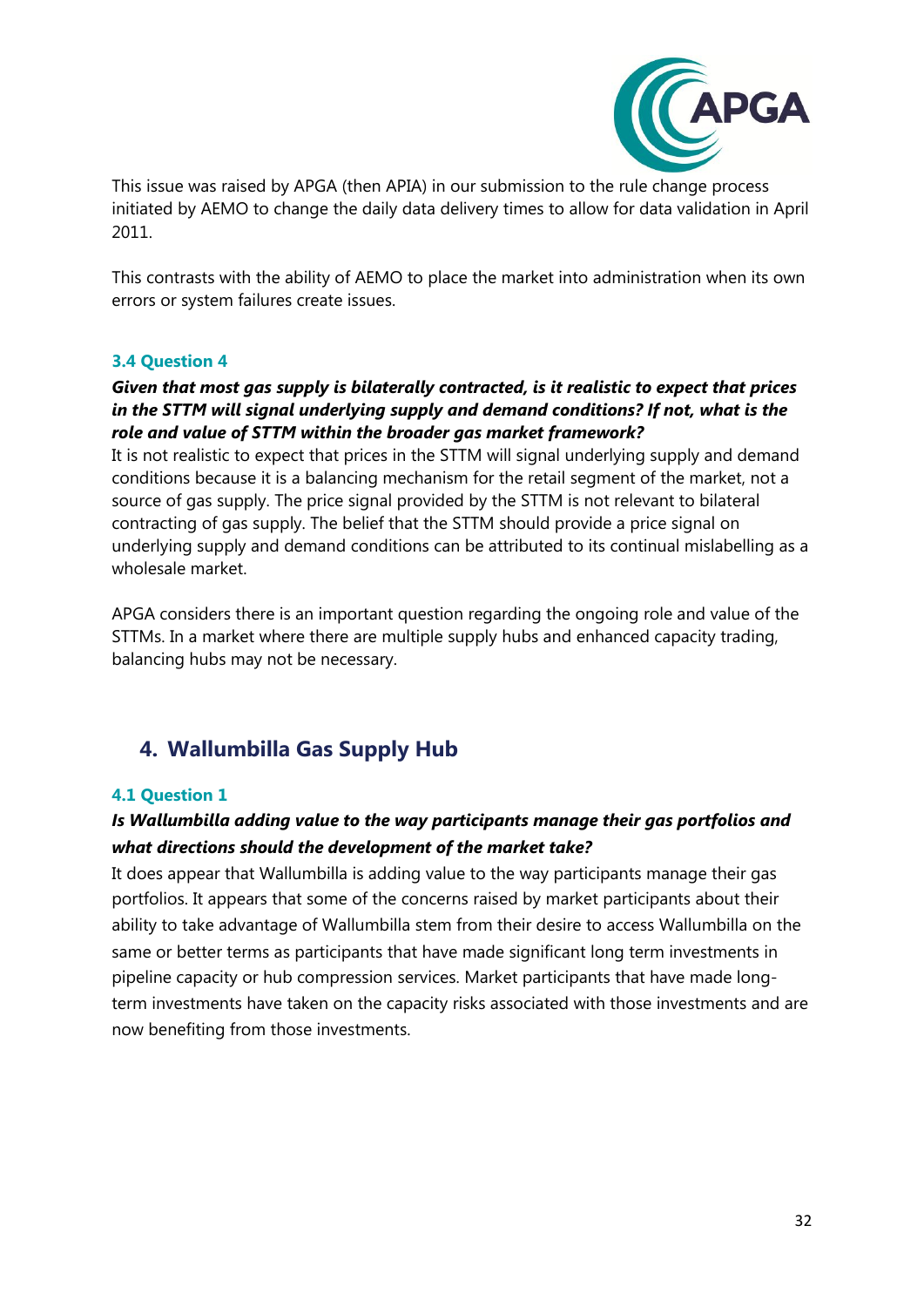This issue was raised by APGA (then APIA) in our submission to the rule change process initiated by AEMO to change the daily data delivery times to allow for data validation in April 2011.

This contrasts with the ability of AEMO to place the market into administration when its own errors or system failures create issues.

### 3.4 Question 4

***Given that most gas supply is bilaterally contracted, is it realistic to expect that prices in the STTM will signal underlying supply and demand conditions? If not, what is the role and value of STTM within the broader gas market framework?***

It is not realistic to expect that prices in the STTM will signal underlying supply and demand conditions because it is a balancing mechanism for the retail segment of the market, not a source of gas supply. The price signal provided by the STTM is not relevant to bilateral contracting of gas supply. The belief that the STTM should provide a price signal on underlying supply and demand conditions can be attributed to its continual mislabelling as a wholesale market.

APGA considers there is an important question regarding the ongoing role and value of the STTMs. In a market where there are multiple supply hubs and enhanced capacity trading, balancing hubs may not be necessary.

## 4. Wallumbilla Gas Supply Hub

### 4.1 Question 1

***Is Wallumbilla adding value to the way participants manage their gas portfolios and what directions should the development of the market take?***

It does appear that Wallumbilla is adding value to the way participants manage their gas portfolios. It appears that some of the concerns raised by market participants about their ability to take advantage of Wallumbilla stem from their desire to access Wallumbilla on the same or better terms as participants that have made significant long term investments in pipeline capacity or hub compression services. Market participants that have made long-term investments have taken on the capacity risks associated with those investments and are now benefiting from those investments.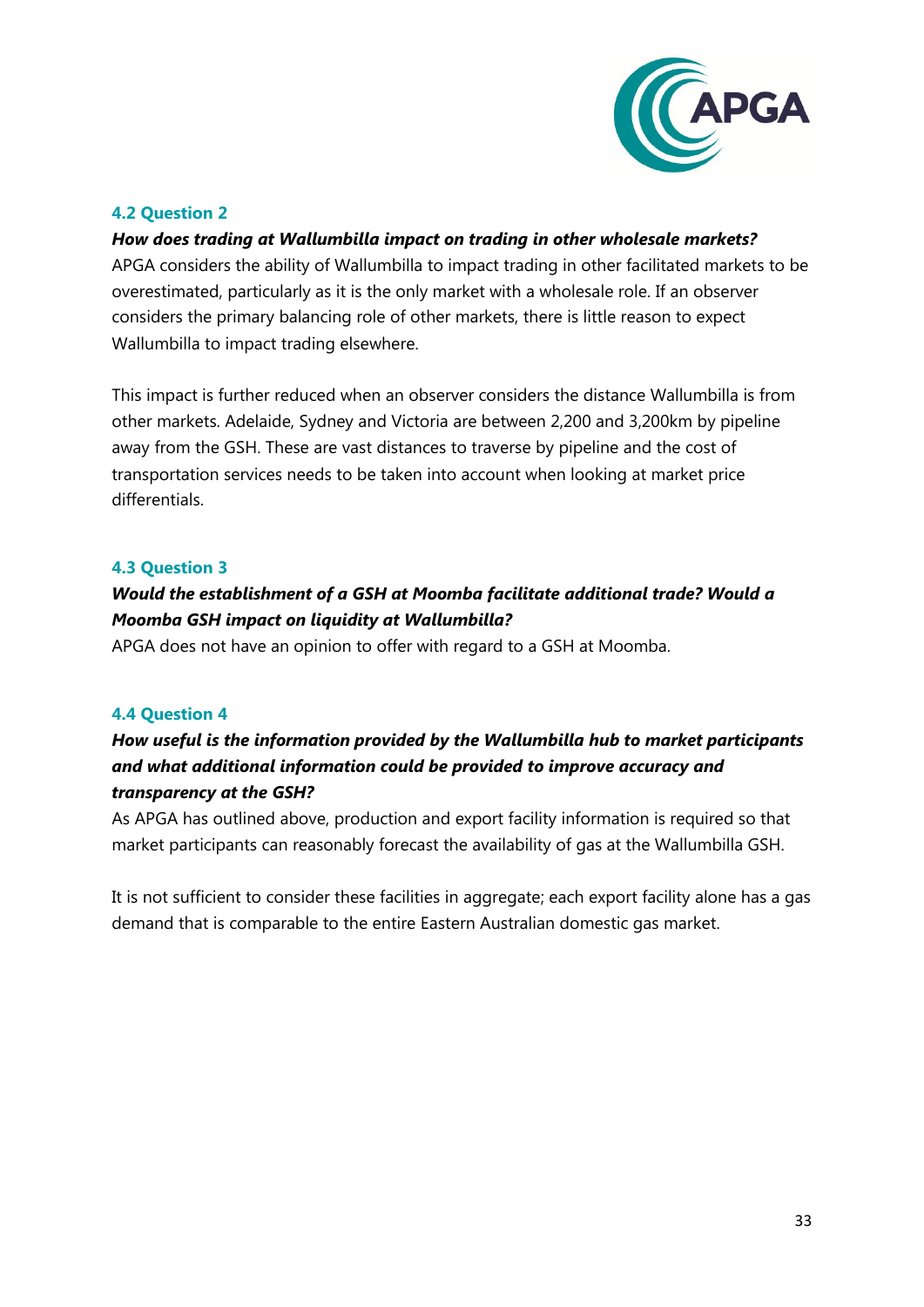### 4.2 Question 2

***How does trading at Wallumbilla impact on trading in other wholesale markets?***

APGA considers the ability of Wallumbilla to impact trading in other facilitated markets to be overestimated, particularly as it is the only market with a wholesale role. If an observer considers the primary balancing role of other markets, there is little reason to expect Wallumbilla to impact trading elsewhere.

This impact is further reduced when an observer considers the distance Wallumbilla is from other markets. Adelaide, Sydney and Victoria are between 2,200 and 3,200km by pipeline away from the GSH. These are vast distances to traverse by pipeline and the cost of transportation services needs to be taken into account when looking at market price differentials.

### 4.3 Question 3

***Would the establishment of a GSH at Moomba facilitate additional trade? Would a Moomba GSH impact on liquidity at Wallumbilla?***

APGA does not have an opinion to offer with regard to a GSH at Moomba.

### 4.4 Question 4

***How useful is the information provided by the Wallumbilla hub to market participants and what additional information could be provided to improve accuracy and transparency at the GSH?***

As APGA has outlined above, production and export facility information is required so that market participants can reasonably forecast the availability of gas at the Wallumbilla GSH.

It is not sufficient to consider these facilities in aggregate; each export facility alone has a gas demand that is comparable to the entire Eastern Australian domestic gas market.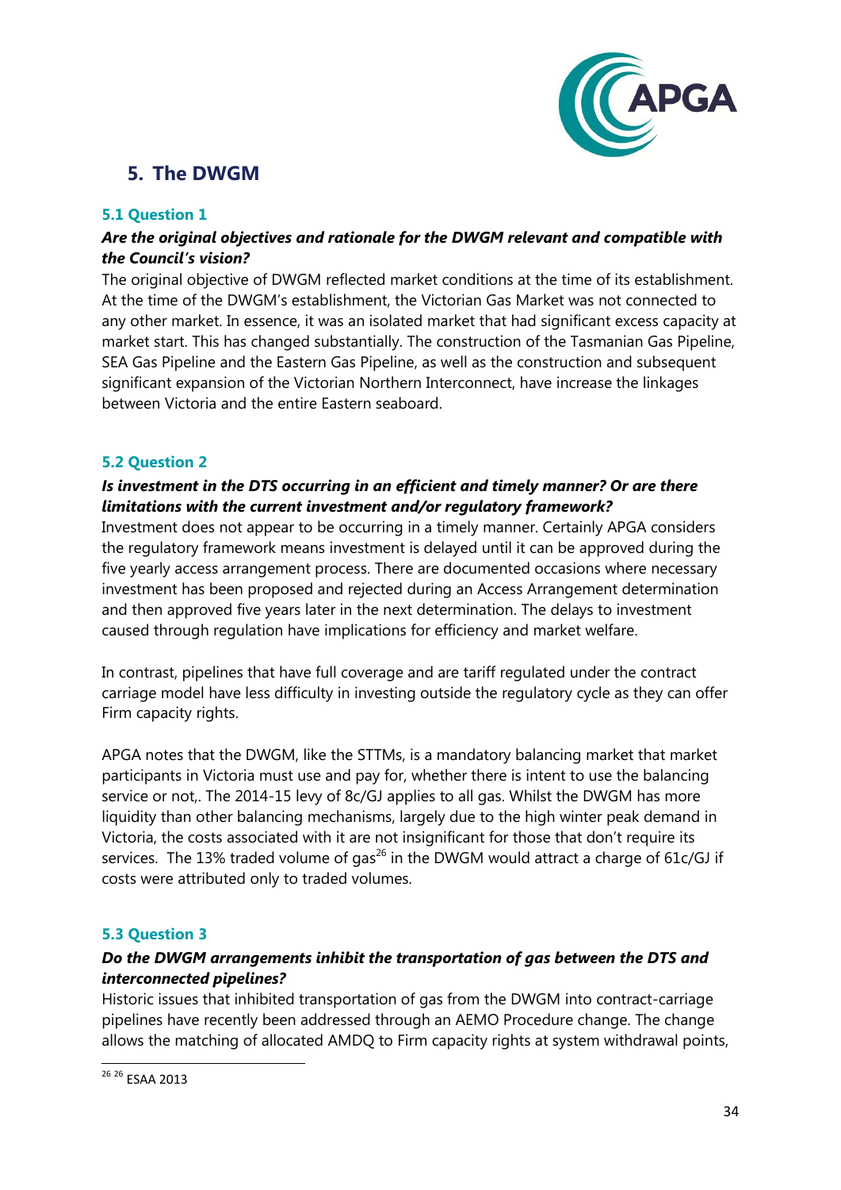## 5. The DWGM

### 5.1 Question 1

***Are the original objectives and rationale for the DWGM relevant and compatible with the Council's vision?***

The original objective of DWGM reflected market conditions at the time of its establishment. At the time of the DWGM's establishment, the Victorian Gas Market was not connected to any other market. In essence, it was an isolated market that had significant excess capacity at market start. This has changed substantially. The construction of the Tasmanian Gas Pipeline, SEA Gas Pipeline and the Eastern Gas Pipeline, as well as the construction and subsequent significant expansion of the Victorian Northern Interconnect, have increase the linkages between Victoria and the entire Eastern seaboard.

### 5.2 Question 2

***Is investment in the DTS occurring in an efficient and timely manner? Or are there limitations with the current investment and/or regulatory framework?***

Investment does not appear to be occurring in a timely manner. Certainly APGA considers the regulatory framework means investment is delayed until it can be approved during the five yearly access arrangement process. There are documented occasions where necessary investment has been proposed and rejected during an Access Arrangement determination and then approved five years later in the next determination. The delays to investment caused through regulation have implications for efficiency and market welfare.

In contrast, pipelines that have full coverage and are tariff regulated under the contract carriage model have less difficulty in investing outside the regulatory cycle as they can offer Firm capacity rights.

APGA notes that the DWGM, like the STTMs, is a mandatory balancing market that market participants in Victoria must use and pay for, whether there is intent to use the balancing service or not,. The 2014-15 levy of 8c/GJ applies to all gas. Whilst the DWGM has more liquidity than other balancing mechanisms, largely due to the high winter peak demand in Victoria, the costs associated with it are not insignificant for those that don't require its services. The 13% traded volume of gas[26] in the DWGM would attract a charge of 61c/GJ if costs were attributed only to traded volumes.

### 5.3 Question 3

***Do the DWGM arrangements inhibit the transportation of gas between the DTS and interconnected pipelines?***

Historic issues that inhibited transportation of gas from the DWGM into contract-carriage pipelines have recently been addressed through an AEMO Procedure change. The change allows the matching of allocated AMDQ to Firm capacity rights at system withdrawal points,

---

[26] [26] ESAA 2013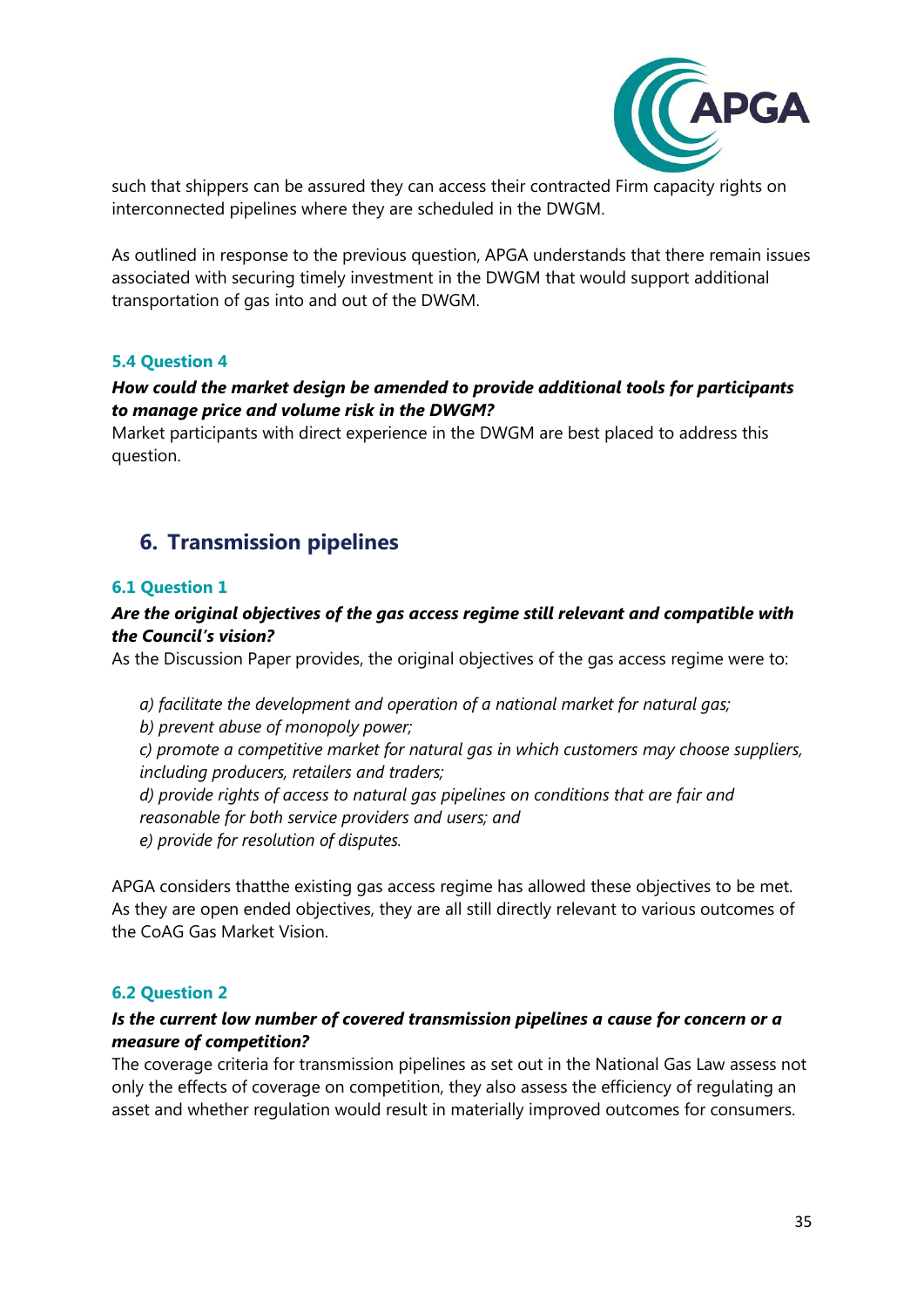such that shippers can be assured they can access their contracted Firm capacity rights on interconnected pipelines where they are scheduled in the DWGM.

As outlined in response to the previous question, APGA understands that there remain issues associated with securing timely investment in the DWGM that would support additional transportation of gas into and out of the DWGM.

### 5.4 Question 4

***How could the market design be amended to provide additional tools for participants to manage price and volume risk in the DWGM?***

Market participants with direct experience in the DWGM are best placed to address this question.

## 6. Transmission pipelines

### 6.1 Question 1

***Are the original objectives of the gas access regime still relevant and compatible with the Council's vision?***

As the Discussion Paper provides, the original objectives of the gas access regime were to:

*a) facilitate the development and operation of a national market for natural gas;*
*b) prevent abuse of monopoly power;*
*c) promote a competitive market for natural gas in which customers may choose suppliers, including producers, retailers and traders;*
*d) provide rights of access to natural gas pipelines on conditions that are fair and reasonable for both service providers and users; and*
*e) provide for resolution of disputes.*

APGA considers thatthe existing gas access regime has allowed these objectives to be met. As they are open ended objectives, they are all still directly relevant to various outcomes of the CoAG Gas Market Vision.

### 6.2 Question 2

***Is the current low number of covered transmission pipelines a cause for concern or a measure of competition?***

The coverage criteria for transmission pipelines as set out in the National Gas Law assess not only the effects of coverage on competition, they also assess the efficiency of regulating an asset and whether regulation would result in materially improved outcomes for consumers.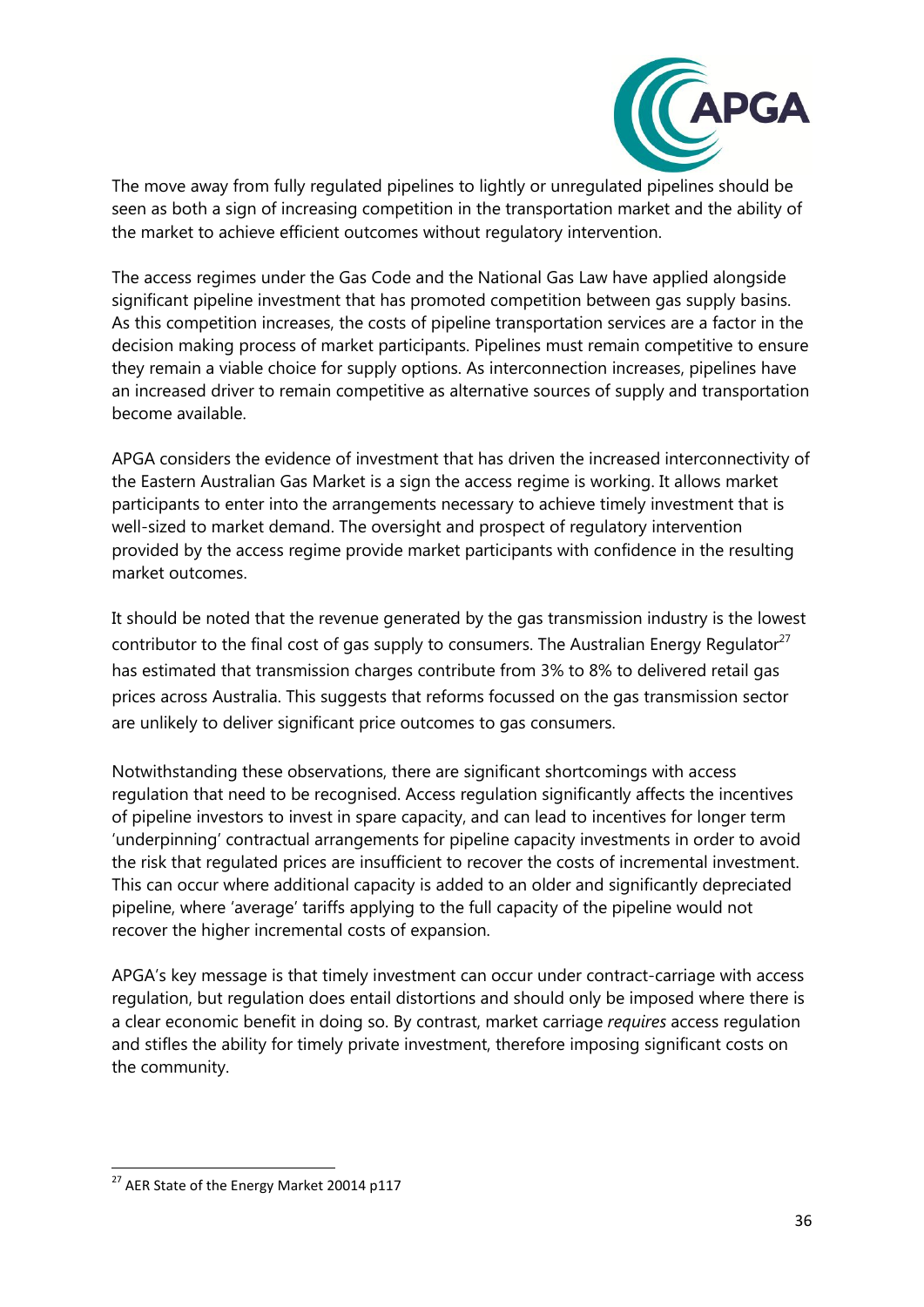The move away from fully regulated pipelines to lightly or unregulated pipelines should be seen as both a sign of increasing competition in the transportation market and the ability of the market to achieve efficient outcomes without regulatory intervention.

The access regimes under the Gas Code and the National Gas Law have applied alongside significant pipeline investment that has promoted competition between gas supply basins. As this competition increases, the costs of pipeline transportation services are a factor in the decision making process of market participants. Pipelines must remain competitive to ensure they remain a viable choice for supply options. As interconnection increases, pipelines have an increased driver to remain competitive as alternative sources of supply and transportation become available.

APGA considers the evidence of investment that has driven the increased interconnectivity of the Eastern Australian Gas Market is a sign the access regime is working. It allows market participants to enter into the arrangements necessary to achieve timely investment that is well-sized to market demand. The oversight and prospect of regulatory intervention provided by the access regime provide market participants with confidence in the resulting market outcomes.

It should be noted that the revenue generated by the gas transmission industry is the lowest contributor to the final cost of gas supply to consumers. The Australian Energy Regulator[27] has estimated that transmission charges contribute from 3% to 8% to delivered retail gas prices across Australia. This suggests that reforms focussed on the gas transmission sector are unlikely to deliver significant price outcomes to gas consumers.

Notwithstanding these observations, there are significant shortcomings with access regulation that need to be recognised. Access regulation significantly affects the incentives of pipeline investors to invest in spare capacity, and can lead to incentives for longer term 'underpinning' contractual arrangements for pipeline capacity investments in order to avoid the risk that regulated prices are insufficient to recover the costs of incremental investment. This can occur where additional capacity is added to an older and significantly depreciated pipeline, where 'average' tariffs applying to the full capacity of the pipeline would not recover the higher incremental costs of expansion.

APGA's key message is that timely investment can occur under contract-carriage with access regulation, but regulation does entail distortions and should only be imposed where there is a clear economic benefit in doing so. By contrast, market carriage *requires* access regulation and stifles the ability for timely private investment, therefore imposing significant costs on the community.

---

[27] AER State of the Energy Market 20014 p117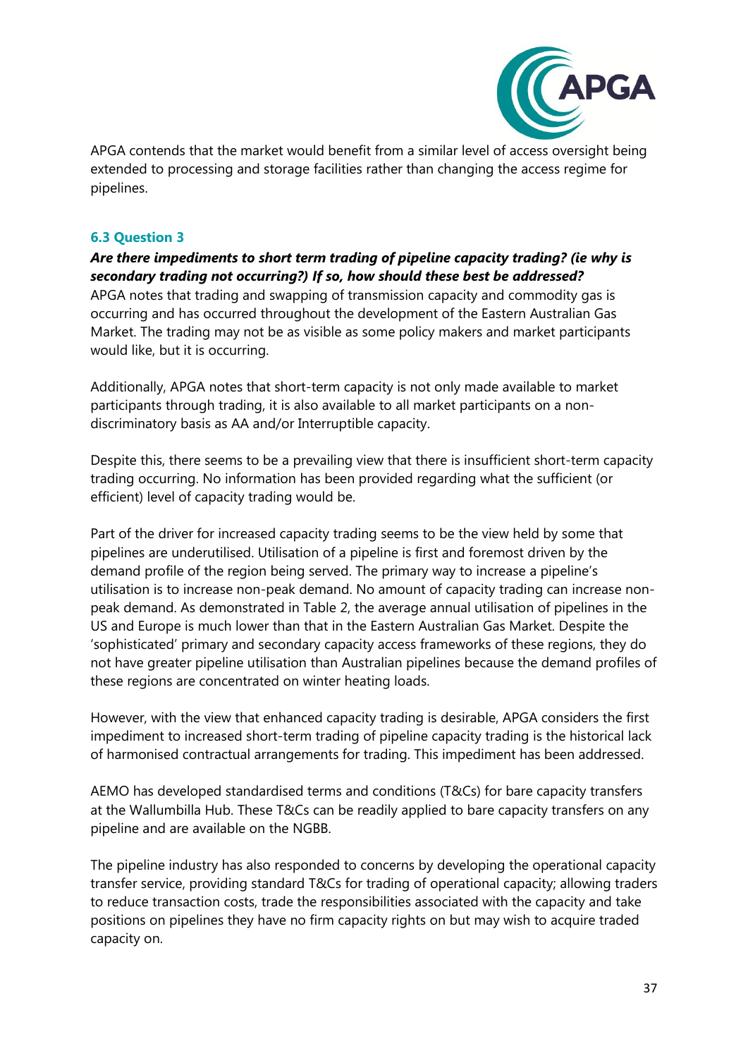APGA contends that the market would benefit from a similar level of access oversight being extended to processing and storage facilities rather than changing the access regime for pipelines.

### 6.3 Question 3

***Are there impediments to short term trading of pipeline capacity trading? (ie why is secondary trading not occurring?) If so, how should these best be addressed?***

APGA notes that trading and swapping of transmission capacity and commodity gas is occurring and has occurred throughout the development of the Eastern Australian Gas Market. The trading may not be as visible as some policy makers and market participants would like, but it is occurring.

Additionally, APGA notes that short-term capacity is not only made available to market participants through trading, it is also available to all market participants on a non-discriminatory basis as AA and/or Interruptible capacity.

Despite this, there seems to be a prevailing view that there is insufficient short-term capacity trading occurring. No information has been provided regarding what the sufficient (or efficient) level of capacity trading would be.

Part of the driver for increased capacity trading seems to be the view held by some that pipelines are underutilised. Utilisation of a pipeline is first and foremost driven by the demand profile of the region being served. The primary way to increase a pipeline's utilisation is to increase non-peak demand. No amount of capacity trading can increase non-peak demand. As demonstrated in Table 2, the average annual utilisation of pipelines in the US and Europe is much lower than that in the Eastern Australian Gas Market. Despite the 'sophisticated' primary and secondary capacity access frameworks of these regions, they do not have greater pipeline utilisation than Australian pipelines because the demand profiles of these regions are concentrated on winter heating loads.

However, with the view that enhanced capacity trading is desirable, APGA considers the first impediment to increased short-term trading of pipeline capacity trading is the historical lack of harmonised contractual arrangements for trading. This impediment has been addressed.

AEMO has developed standardised terms and conditions (T&Cs) for bare capacity transfers at the Wallumbilla Hub. These T&Cs can be readily applied to bare capacity transfers on any pipeline and are available on the NGBB.

The pipeline industry has also responded to concerns by developing the operational capacity transfer service, providing standard T&Cs for trading of operational capacity; allowing traders to reduce transaction costs, trade the responsibilities associated with the capacity and take positions on pipelines they have no firm capacity rights on but may wish to acquire traded capacity on.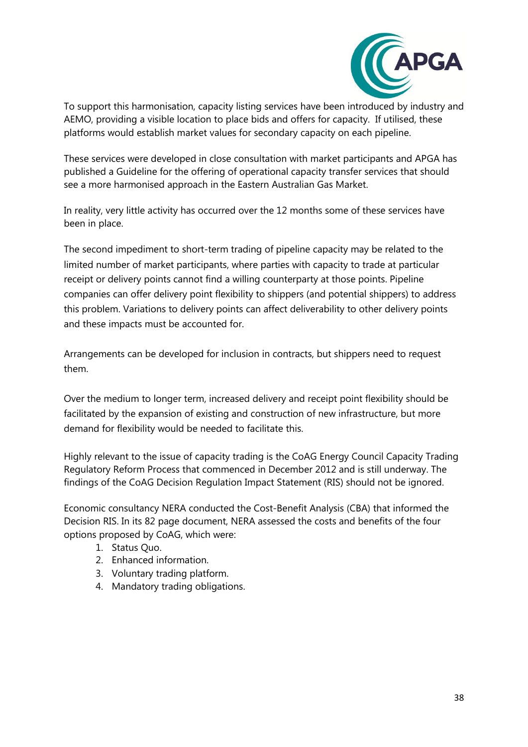To support this harmonisation, capacity listing services have been introduced by industry and AEMO, providing a visible location to place bids and offers for capacity. If utilised, these platforms would establish market values for secondary capacity on each pipeline.

These services were developed in close consultation with market participants and APGA has published a Guideline for the offering of operational capacity transfer services that should see a more harmonised approach in the Eastern Australian Gas Market.

In reality, very little activity has occurred over the 12 months some of these services have been in place.

The second impediment to short-term trading of pipeline capacity may be related to the limited number of market participants, where parties with capacity to trade at particular receipt or delivery points cannot find a willing counterparty at those points. Pipeline companies can offer delivery point flexibility to shippers (and potential shippers) to address this problem. Variations to delivery points can affect deliverability to other delivery points and these impacts must be accounted for.

Arrangements can be developed for inclusion in contracts, but shippers need to request them.

Over the medium to longer term, increased delivery and receipt point flexibility should be facilitated by the expansion of existing and construction of new infrastructure, but more demand for flexibility would be needed to facilitate this.

Highly relevant to the issue of capacity trading is the CoAG Energy Council Capacity Trading Regulatory Reform Process that commenced in December 2012 and is still underway. The findings of the CoAG Decision Regulation Impact Statement (RIS) should not be ignored.

Economic consultancy NERA conducted the Cost-Benefit Analysis (CBA) that informed the Decision RIS. In its 82 page document, NERA assessed the costs and benefits of the four options proposed by CoAG, which were:

1. Status Quo.
2. Enhanced information.
3. Voluntary trading platform.
4. Mandatory trading obligations.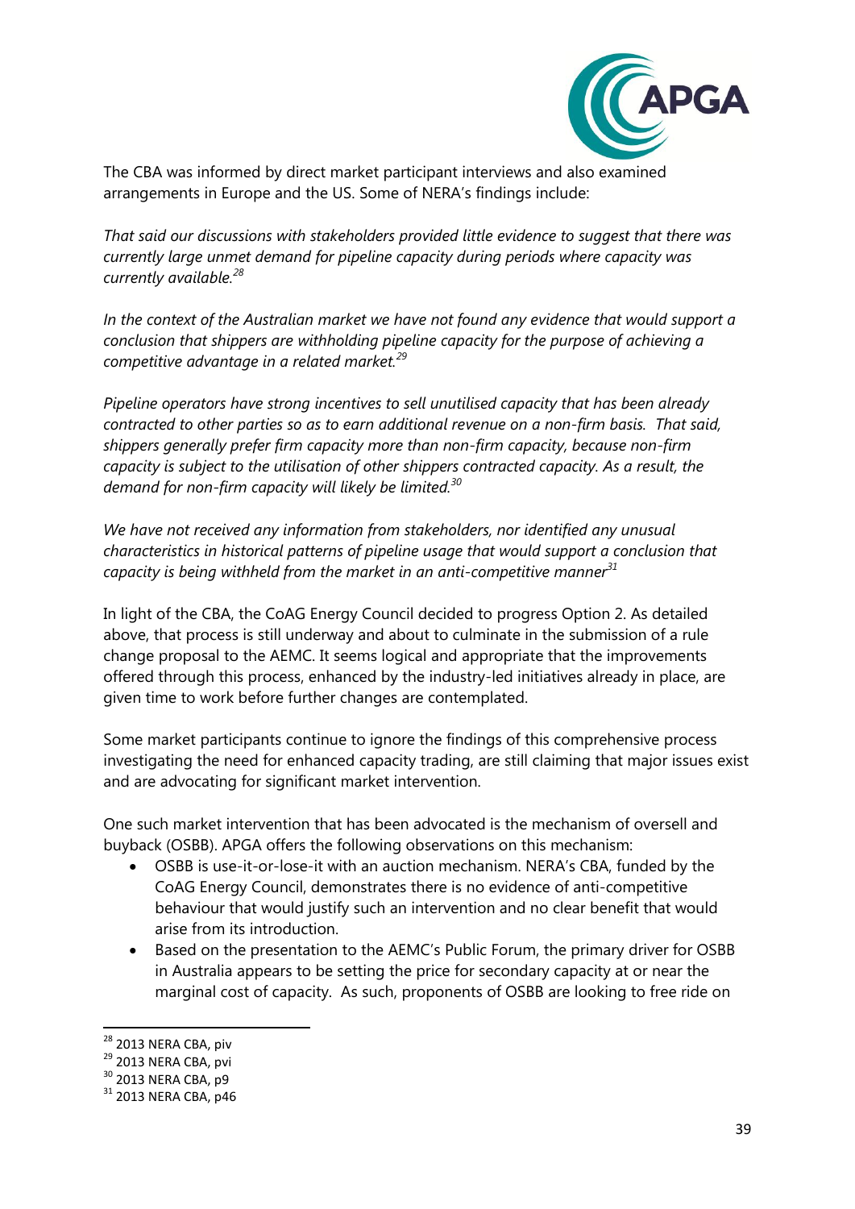The CBA was informed by direct market participant interviews and also examined arrangements in Europe and the US. Some of NERA's findings include:

*That said our discussions with stakeholders provided little evidence to suggest that there was currently large unmet demand for pipeline capacity during periods where capacity was currently available.*[28]

*In the context of the Australian market we have not found any evidence that would support a conclusion that shippers are withholding pipeline capacity for the purpose of achieving a competitive advantage in a related market.*[29]

*Pipeline operators have strong incentives to sell unutilised capacity that has been already contracted to other parties so as to earn additional revenue on a non-firm basis. That said, shippers generally prefer firm capacity more than non-firm capacity, because non-firm capacity is subject to the utilisation of other shippers contracted capacity. As a result, the demand for non-firm capacity will likely be limited.*[30]

*We have not received any information from stakeholders, nor identified any unusual characteristics in historical patterns of pipeline usage that would support a conclusion that capacity is being withheld from the market in an anti-competitive manner*[31]

In light of the CBA, the CoAG Energy Council decided to progress Option 2. As detailed above, that process is still underway and about to culminate in the submission of a rule change proposal to the AEMC. It seems logical and appropriate that the improvements offered through this process, enhanced by the industry-led initiatives already in place, are given time to work before further changes are contemplated.

Some market participants continue to ignore the findings of this comprehensive process investigating the need for enhanced capacity trading, are still claiming that major issues exist and are advocating for significant market intervention.

One such market intervention that has been advocated is the mechanism of oversell and buyback (OSBB). APGA offers the following observations on this mechanism:

- OSBB is use-it-or-lose-it with an auction mechanism. NERA's CBA, funded by the CoAG Energy Council, demonstrates there is no evidence of anti-competitive behaviour that would justify such an intervention and no clear benefit that would arise from its introduction.
- Based on the presentation to the AEMC's Public Forum, the primary driver for OSBB in Australia appears to be setting the price for secondary capacity at or near the marginal cost of capacity. As such, proponents of OSBB are looking to free ride on

---

[28] 2013 NERA CBA, piv

[29] 2013 NERA CBA, pvi

[30] 2013 NERA CBA, p9

[31] 2013 NERA CBA, p46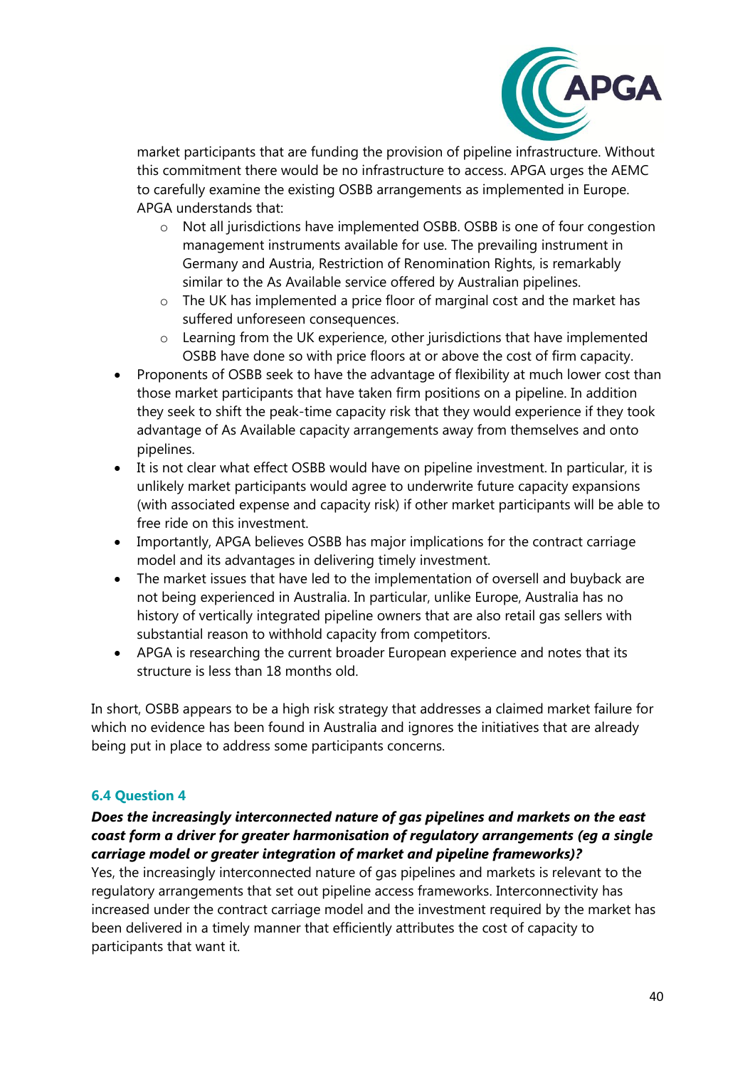market participants that are funding the provision of pipeline infrastructure. Without this commitment there would be no infrastructure to access. APGA urges the AEMC to carefully examine the existing OSBB arrangements as implemented in Europe. APGA understands that:
    - Not all jurisdictions have implemented OSBB. OSBB is one of four congestion management instruments available for use. The prevailing instrument in Germany and Austria, Restriction of Renomination Rights, is remarkably similar to the As Available service offered by Australian pipelines.
    - The UK has implemented a price floor of marginal cost and the market has suffered unforeseen consequences.
    - Learning from the UK experience, other jurisdictions that have implemented OSBB have done so with price floors at or above the cost of firm capacity.
- Proponents of OSBB seek to have the advantage of flexibility at much lower cost than those market participants that have taken firm positions on a pipeline. In addition they seek to shift the peak-time capacity risk that they would experience if they took advantage of As Available capacity arrangements away from themselves and onto pipelines.
- It is not clear what effect OSBB would have on pipeline investment. In particular, it is unlikely market participants would agree to underwrite future capacity expansions (with associated expense and capacity risk) if other market participants will be able to free ride on this investment.
- Importantly, APGA believes OSBB has major implications for the contract carriage model and its advantages in delivering timely investment.
- The market issues that have led to the implementation of oversell and buyback are not being experienced in Australia. In particular, unlike Europe, Australia has no history of vertically integrated pipeline owners that are also retail gas sellers with substantial reason to withhold capacity from competitors.
- APGA is researching the current broader European experience and notes that its structure is less than 18 months old.

In short, OSBB appears to be a high risk strategy that addresses a claimed market failure for which no evidence has been found in Australia and ignores the initiatives that are already being put in place to address some participants concerns.

### 6.4 Question 4

***Does the increasingly interconnected nature of gas pipelines and markets on the east coast form a driver for greater harmonisation of regulatory arrangements (eg a single carriage model or greater integration of market and pipeline frameworks)?***

Yes, the increasingly interconnected nature of gas pipelines and markets is relevant to the regulatory arrangements that set out pipeline access frameworks. Interconnectivity has increased under the contract carriage model and the investment required by the market has been delivered in a timely manner that efficiently attributes the cost of capacity to participants that want it.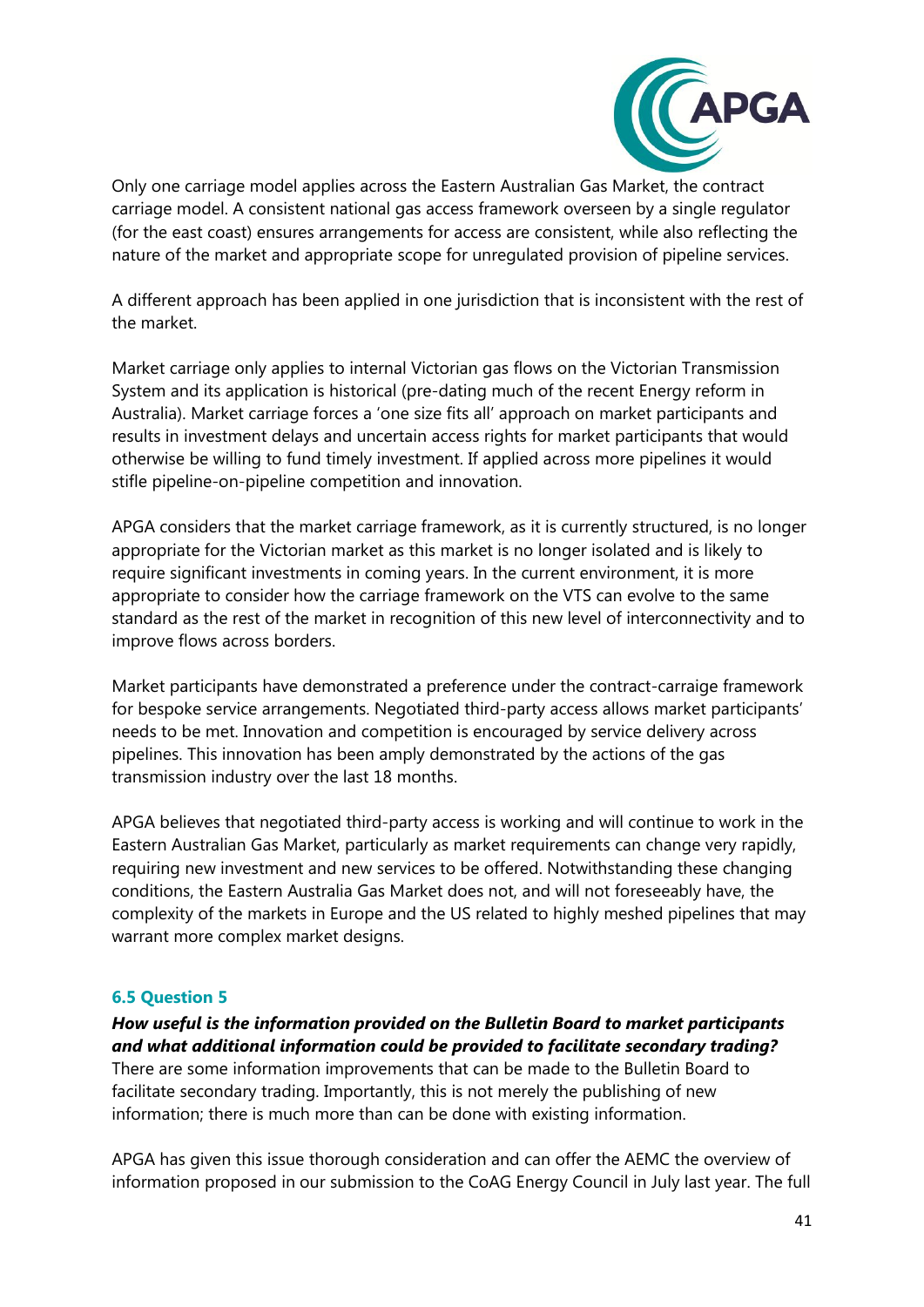Only one carriage model applies across the Eastern Australian Gas Market, the contract carriage model. A consistent national gas access framework overseen by a single regulator (for the east coast) ensures arrangements for access are consistent, while also reflecting the nature of the market and appropriate scope for unregulated provision of pipeline services.

A different approach has been applied in one jurisdiction that is inconsistent with the rest of the market.

Market carriage only applies to internal Victorian gas flows on the Victorian Transmission System and its application is historical (pre-dating much of the recent Energy reform in Australia). Market carriage forces a 'one size fits all' approach on market participants and results in investment delays and uncertain access rights for market participants that would otherwise be willing to fund timely investment. If applied across more pipelines it would stifle pipeline-on-pipeline competition and innovation.

APGA considers that the market carriage framework, as it is currently structured, is no longer appropriate for the Victorian market as this market is no longer isolated and is likely to require significant investments in coming years. In the current environment, it is more appropriate to consider how the carriage framework on the VTS can evolve to the same standard as the rest of the market in recognition of this new level of interconnectivity and to improve flows across borders.

Market participants have demonstrated a preference under the contract-carraige framework for bespoke service arrangements. Negotiated third-party access allows market participants' needs to be met. Innovation and competition is encouraged by service delivery across pipelines. This innovation has been amply demonstrated by the actions of the gas transmission industry over the last 18 months.

APGA believes that negotiated third-party access is working and will continue to work in the Eastern Australian Gas Market, particularly as market requirements can change very rapidly, requiring new investment and new services to be offered. Notwithstanding these changing conditions, the Eastern Australia Gas Market does not, and will not foreseeably have, the complexity of the markets in Europe and the US related to highly meshed pipelines that may warrant more complex market designs.

### 6.5 Question 5

***How useful is the information provided on the Bulletin Board to market participants and what additional information could be provided to facilitate secondary trading?***

There are some information improvements that can be made to the Bulletin Board to facilitate secondary trading. Importantly, this is not merely the publishing of new information; there is much more than can be done with existing information.

APGA has given this issue thorough consideration and can offer the AEMC the overview of information proposed in our submission to the CoAG Energy Council in July last year. The full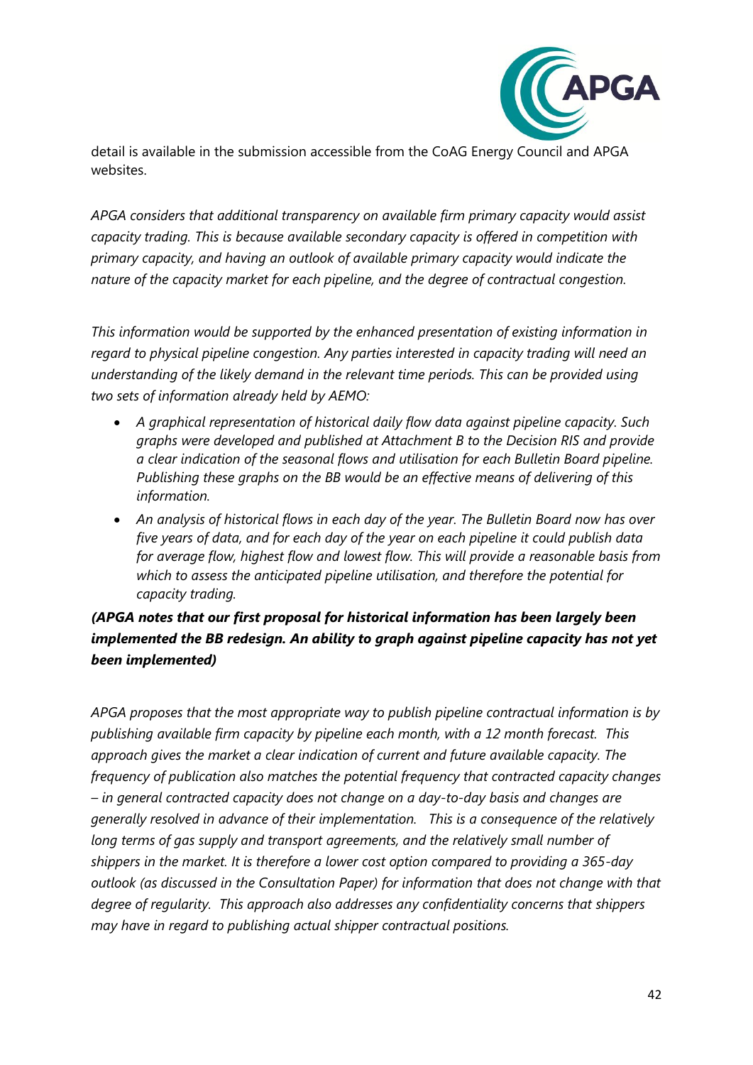detail is available in the submission accessible from the CoAG Energy Council and APGA websites.

*APGA considers that additional transparency on available firm primary capacity would assist capacity trading. This is because available secondary capacity is offered in competition with primary capacity, and having an outlook of available primary capacity would indicate the nature of the capacity market for each pipeline, and the degree of contractual congestion.*

*This information would be supported by the enhanced presentation of existing information in regard to physical pipeline congestion. Any parties interested in capacity trading will need an understanding of the likely demand in the relevant time periods. This can be provided using two sets of information already held by AEMO:*

- *A graphical representation of historical daily flow data against pipeline capacity. Such graphs were developed and published at Attachment B to the Decision RIS and provide a clear indication of the seasonal flows and utilisation for each Bulletin Board pipeline. Publishing these graphs on the BB would be an effective means of delivering of this information.*
- *An analysis of historical flows in each day of the year. The Bulletin Board now has over five years of data, and for each day of the year on each pipeline it could publish data for average flow, highest flow and lowest flow. This will provide a reasonable basis from which to assess the anticipated pipeline utilisation, and therefore the potential for capacity trading.*

***(APGA notes that our first proposal for historical information has been largely been implemented the BB redesign. An ability to graph against pipeline capacity has not yet been implemented)***

*APGA proposes that the most appropriate way to publish pipeline contractual information is by publishing available firm capacity by pipeline each month, with a 12 month forecast. This approach gives the market a clear indication of current and future available capacity. The frequency of publication also matches the potential frequency that contracted capacity changes – in general contracted capacity does not change on a day-to-day basis and changes are generally resolved in advance of their implementation. This is a consequence of the relatively long terms of gas supply and transport agreements, and the relatively small number of shippers in the market. It is therefore a lower cost option compared to providing a 365-day outlook (as discussed in the Consultation Paper) for information that does not change with that degree of regularity. This approach also addresses any confidentiality concerns that shippers may have in regard to publishing actual shipper contractual positions.*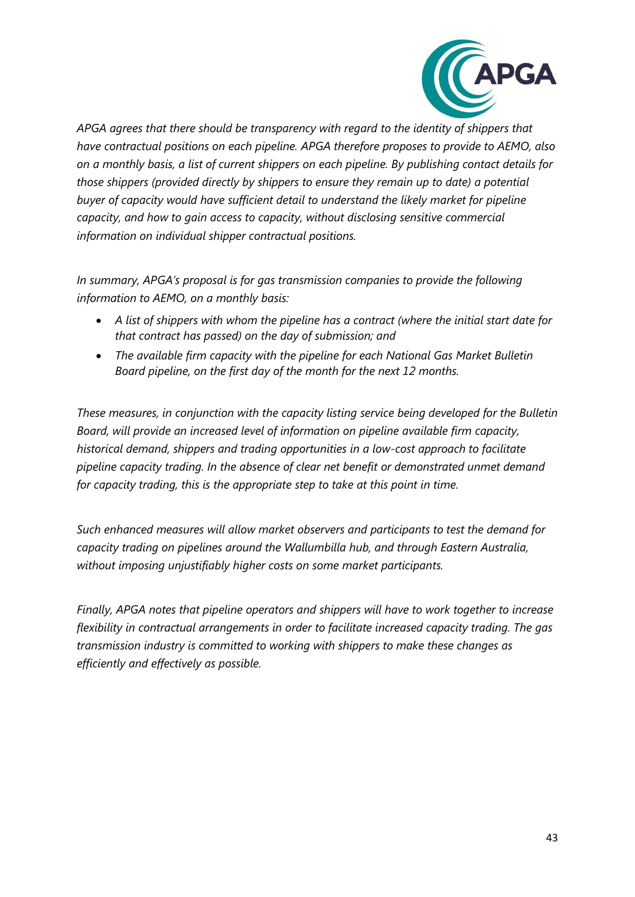*APGA agrees that there should be transparency with regard to the identity of shippers that have contractual positions on each pipeline. APGA therefore proposes to provide to AEMO, also on a monthly basis, a list of current shippers on each pipeline. By publishing contact details for those shippers (provided directly by shippers to ensure they remain up to date) a potential buyer of capacity would have sufficient detail to understand the likely market for pipeline capacity, and how to gain access to capacity, without disclosing sensitive commercial information on individual shipper contractual positions.*

*In summary, APGA's proposal is for gas transmission companies to provide the following information to AEMO, on a monthly basis:*

- *A list of shippers with whom the pipeline has a contract (where the initial start date for that contract has passed) on the day of submission; and*
- *The available firm capacity with the pipeline for each National Gas Market Bulletin Board pipeline, on the first day of the month for the next 12 months.*

*These measures, in conjunction with the capacity listing service being developed for the Bulletin Board, will provide an increased level of information on pipeline available firm capacity, historical demand, shippers and trading opportunities in a low-cost approach to facilitate pipeline capacity trading. In the absence of clear net benefit or demonstrated unmet demand for capacity trading, this is the appropriate step to take at this point in time.*

*Such enhanced measures will allow market observers and participants to test the demand for capacity trading on pipelines around the Wallumbilla hub, and through Eastern Australia, without imposing unjustifiably higher costs on some market participants.*

*Finally, APGA notes that pipeline operators and shippers will have to work together to increase flexibility in contractual arrangements in order to facilitate increased capacity trading. The gas transmission industry is committed to working with shippers to make these changes as efficiently and effectively as possible.*